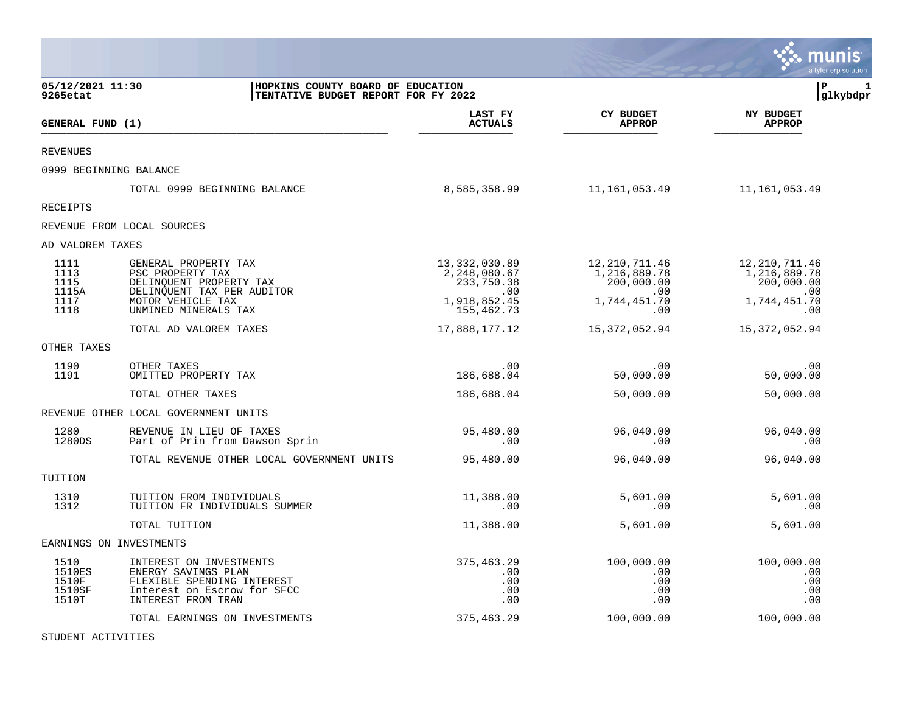**HOPKINS COUNTY BOARD OF EDUCATION**
**TENTATIVE BUDGET REPORT FOR FY 2022**

05/12/2021 11:30
9265etat

| GENERAL FUND (1) | | LAST FY ACTUALS | CY BUDGET APPROP | NY BUDGET APPROP |
|---|---|---|---|---|
| REVENUES | | | | |
| 0999 BEGINNING BALANCE | | | | |
| | TOTAL 0999 BEGINNING BALANCE | 8,585,358.99 | 11,161,053.49 | 11,161,053.49 |
| RECEIPTS | | | | |
| REVENUE FROM LOCAL SOURCES | | | | |
| AD VALOREM TAXES | | | | |
| 1111 | GENERAL PROPERTY TAX | 13,332,030.89 | 12,210,711.46 | 12,210,711.46 |
| 1113 | PSC PROPERTY TAX | 2,248,080.67 | 1,216,889.78 | 1,216,889.78 |
| 1115 | DELINQUENT PROPERTY TAX | 233,750.38 | 200,000.00 | 200,000.00 |
| 1115A | DELINQUENT TAX PER AUDITOR | .00 | .00 | .00 |
| 1117 | MOTOR VEHICLE TAX | 1,918,852.45 | 1,744,451.70 | 1,744,451.70 |
| 1118 | UNMINED MINERALS TAX | 155,462.73 | .00 | .00 |
| | TOTAL AD VALOREM TAXES | 17,888,177.12 | 15,372,052.94 | 15,372,052.94 |
| OTHER TAXES | | | | |
| 1190 | OTHER TAXES | .00 | .00 | .00 |
| 1191 | OMITTED PROPERTY TAX | 186,688.04 | 50,000.00 | 50,000.00 |
| | TOTAL OTHER TAXES | 186,688.04 | 50,000.00 | 50,000.00 |
| REVENUE OTHER LOCAL GOVERNMENT UNITS | | | | |
| 1280 | REVENUE IN LIEU OF TAXES | 95,480.00 | 96,040.00 | 96,040.00 |
| 1280DS | Part of Prin from Dawson Sprin | .00 | .00 | .00 |
| | TOTAL REVENUE OTHER LOCAL GOVERNMENT UNITS | 95,480.00 | 96,040.00 | 96,040.00 |
| TUITION | | | | |
| 1310 | TUITION FROM INDIVIDUALS | 11,388.00 | 5,601.00 | 5,601.00 |
| 1312 | TUITION FR INDIVIDUALS SUMMER | .00 | .00 | .00 |
| | TOTAL TUITION | 11,388.00 | 5,601.00 | 5,601.00 |
| EARNINGS ON INVESTMENTS | | | | |
| 1510 | INTEREST ON INVESTMENTS | 375,463.29 | 100,000.00 | 100,000.00 |
| 1510ES | ENERGY SAVINGS PLAN | .00 | .00 | .00 |
| 1510F | FLEXIBLE SPENDING INTEREST | .00 | .00 | .00 |
| 1510SF | Interest on Escrow for SFCC | .00 | .00 | .00 |
| 1510T | INTEREST FROM TRAN | .00 | .00 | .00 |
| | TOTAL EARNINGS ON INVESTMENTS | 375,463.29 | 100,000.00 | 100,000.00 |
| STUDENT ACTIVITIES | | | | |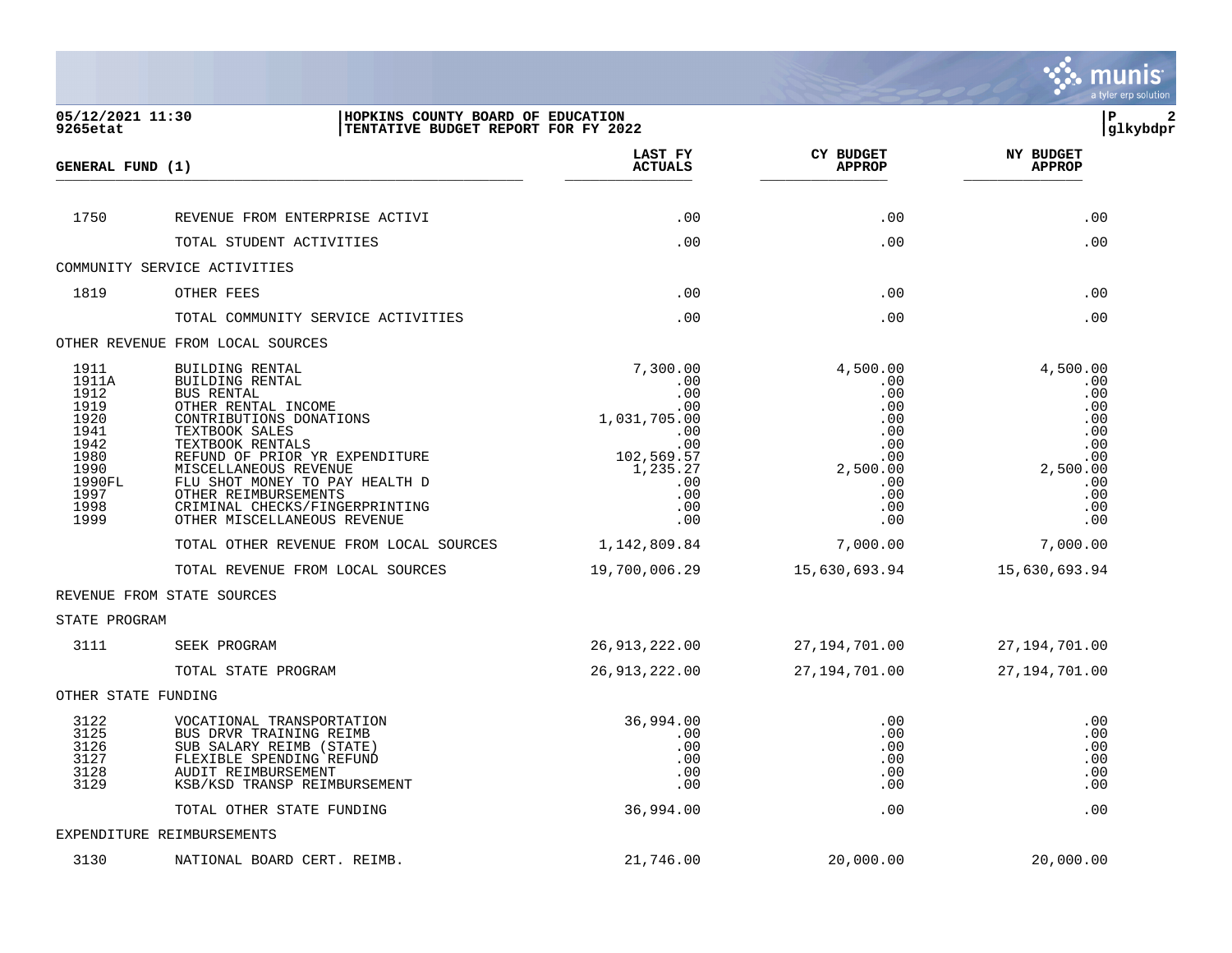05/12/2021 11:30
9265etat

HOPKINS COUNTY BOARD OF EDUCATION
TENTATIVE BUDGET REPORT FOR FY 2022

P 2
glkybdpr

| GENERAL FUND (1) | | LAST FY ACTUALS | CY BUDGET APPROP | NY BUDGET APPROP |
|---|---|---|---|---|
| 1750 | REVENUE FROM ENTERPRISE ACTIVI | .00 | .00 | .00 |
| | TOTAL STUDENT ACTIVITIES | .00 | .00 | .00 |
| COMMUNITY SERVICE ACTIVITIES | | | | |
| 1819 | OTHER FEES | .00 | .00 | .00 |
| | TOTAL COMMUNITY SERVICE ACTIVITIES | .00 | .00 | .00 |
| OTHER REVENUE FROM LOCAL SOURCES | | | | |
| 1911 | BUILDING RENTAL | 7,300.00 | 4,500.00 | 4,500.00 |
| 1911A | BUILDING RENTAL | .00 | .00 | .00 |
| 1912 | BUS RENTAL | .00 | .00 | .00 |
| 1919 | OTHER RENTAL INCOME | .00 | .00 | .00 |
| 1920 | CONTRIBUTIONS DONATIONS | 1,031,705.00 | .00 | .00 |
| 1941 | TEXTBOOK SALES | .00 | .00 | .00 |
| 1942 | TEXTBOOK RENTALS | .00 | .00 | .00 |
| 1980 | REFUND OF PRIOR YR EXPENDITURE | 102,569.57 | .00 | .00 |
| 1990 | MISCELLANEOUS REVENUE | 1,235.27 | 2,500.00 | 2,500.00 |
| 1990FL | FLU SHOT MONEY TO PAY HEALTH D | .00 | .00 | .00 |
| 1997 | OTHER REIMBURSEMENTS | .00 | .00 | .00 |
| 1998 | CRIMINAL CHECKS/FINGERPRINTING | .00 | .00 | .00 |
| 1999 | OTHER MISCELLANEOUS REVENUE | .00 | .00 | .00 |
| | TOTAL OTHER REVENUE FROM LOCAL SOURCES | 1,142,809.84 | 7,000.00 | 7,000.00 |
| | TOTAL REVENUE FROM LOCAL SOURCES | 19,700,006.29 | 15,630,693.94 | 15,630,693.94 |
| REVENUE FROM STATE SOURCES | | | | |
| STATE PROGRAM | | | | |
| 3111 | SEEK PROGRAM | 26,913,222.00 | 27,194,701.00 | 27,194,701.00 |
| | TOTAL STATE PROGRAM | 26,913,222.00 | 27,194,701.00 | 27,194,701.00 |
| OTHER STATE FUNDING | | | | |
| 3122 | VOCATIONAL TRANSPORTATION | 36,994.00 | .00 | .00 |
| 3125 | BUS DRVR TRAINING REIMB | .00 | .00 | .00 |
| 3126 | SUB SALARY REIMB (STATE) | .00 | .00 | .00 |
| 3127 | FLEXIBLE SPENDING REFUND | .00 | .00 | .00 |
| 3128 | AUDIT REIMBURSEMENT | .00 | .00 | .00 |
| 3129 | KSB/KSD TRANSP REIMBURSEMENT | .00 | .00 | .00 |
| | TOTAL OTHER STATE FUNDING | 36,994.00 | .00 | .00 |
| EXPENDITURE REIMBURSEMENTS | | | | |
| 3130 | NATIONAL BOARD CERT. REIMB. | 21,746.00 | 20,000.00 | 20,000.00 |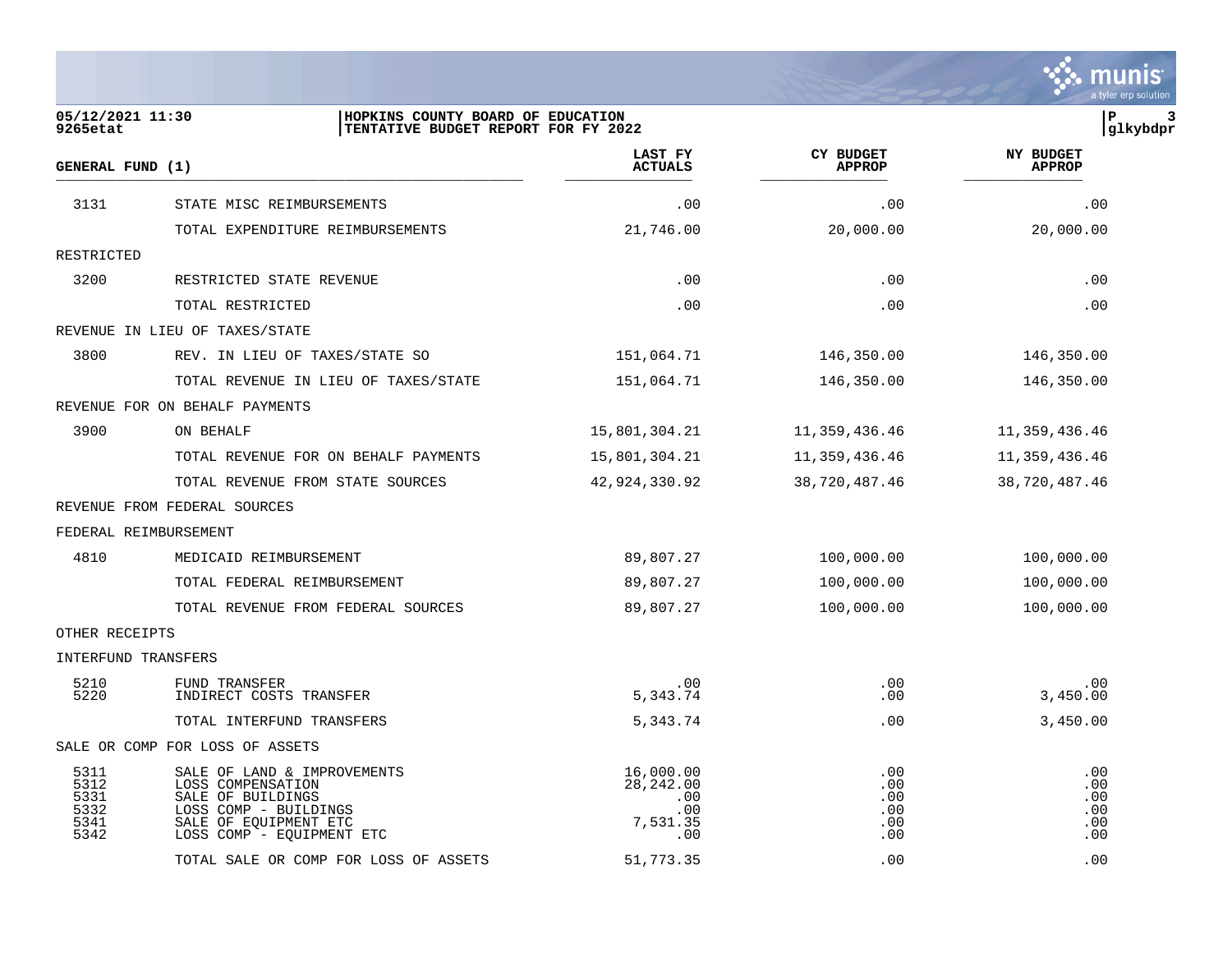**HOPKINS COUNTY BOARD OF EDUCATION**
**TENTATIVE BUDGET REPORT FOR FY 2022**

05/12/2021 11:30
9265etat

| GENERAL FUND (1) | | LAST FY ACTUALS | CY BUDGET APPROP | NY BUDGET APPROP |
|---|---|---|---|---|
| 3131 | STATE MISC REIMBURSEMENTS | .00 | .00 | .00 |
| | TOTAL EXPENDITURE REIMBURSEMENTS | 21,746.00 | 20,000.00 | 20,000.00 |
| RESTRICTED | | | | |
| 3200 | RESTRICTED STATE REVENUE | .00 | .00 | .00 |
| | TOTAL RESTRICTED | .00 | .00 | .00 |
| REVENUE IN LIEU OF TAXES/STATE | | | | |
| 3800 | REV. IN LIEU OF TAXES/STATE SO | 151,064.71 | 146,350.00 | 146,350.00 |
| | TOTAL REVENUE IN LIEU OF TAXES/STATE | 151,064.71 | 146,350.00 | 146,350.00 |
| REVENUE FOR ON BEHALF PAYMENTS | | | | |
| 3900 | ON BEHALF | 15,801,304.21 | 11,359,436.46 | 11,359,436.46 |
| | TOTAL REVENUE FOR ON BEHALF PAYMENTS | 15,801,304.21 | 11,359,436.46 | 11,359,436.46 |
| | TOTAL REVENUE FROM STATE SOURCES | 42,924,330.92 | 38,720,487.46 | 38,720,487.46 |
| REVENUE FROM FEDERAL SOURCES | | | | |
| FEDERAL REIMBURSEMENT | | | | |
| 4810 | MEDICAID REIMBURSEMENT | 89,807.27 | 100,000.00 | 100,000.00 |
| | TOTAL FEDERAL REIMBURSEMENT | 89,807.27 | 100,000.00 | 100,000.00 |
| | TOTAL REVENUE FROM FEDERAL SOURCES | 89,807.27 | 100,000.00 | 100,000.00 |
| OTHER RECEIPTS | | | | |
| INTERFUND TRANSFERS | | | | |
| 5210 | FUND TRANSFER | .00 | .00 | .00 |
| 5220 | INDIRECT COSTS TRANSFER | 5,343.74 | .00 | 3,450.00 |
| | TOTAL INTERFUND TRANSFERS | 5,343.74 | .00 | 3,450.00 |
| SALE OR COMP FOR LOSS OF ASSETS | | | | |
| 5311 | SALE OF LAND & IMPROVEMENTS | 16,000.00 | .00 | .00 |
| 5312 | LOSS COMPENSATION | 28,242.00 | .00 | .00 |
| 5331 | SALE OF BUILDINGS | .00 | .00 | .00 |
| 5332 | LOSS COMP - BUILDINGS | .00 | .00 | .00 |
| 5341 | SALE OF EQUIPMENT ETC | 7,531.35 | .00 | .00 |
| 5342 | LOSS COMP - EQUIPMENT ETC | .00 | .00 | .00 |
| | TOTAL SALE OR COMP FOR LOSS OF ASSETS | 51,773.35 | .00 | .00 |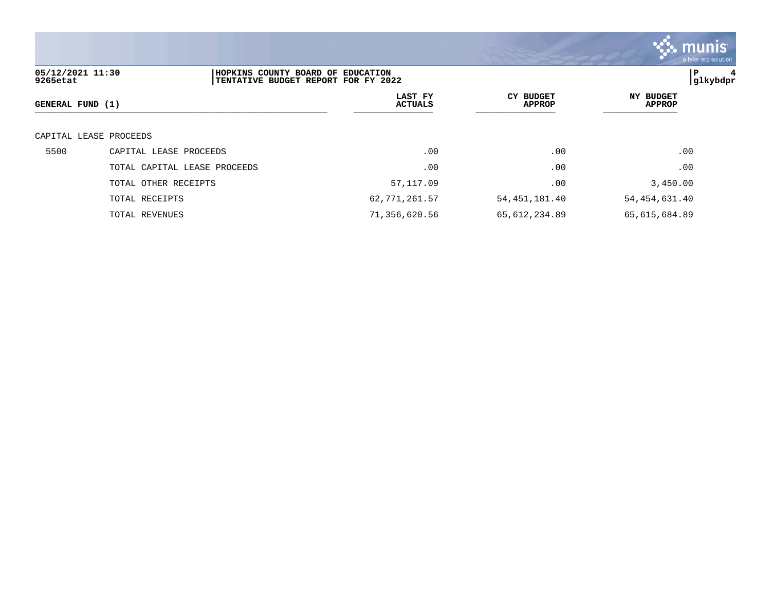**HOPKINS COUNTY BOARD OF EDUCATION**
**TENTATIVE BUDGET REPORT FOR FY 2022**

| GENERAL FUND (1) | | LAST FY ACTUALS | CY BUDGET APPROP | NY BUDGET APPROP |
|---|---|---|---|---|
| CAPITAL LEASE PROCEEDS | | | | |
| 5500 | CAPITAL LEASE PROCEEDS | .00 | .00 | .00 |
| | TOTAL CAPITAL LEASE PROCEEDS | .00 | .00 | .00 |
| | TOTAL OTHER RECEIPTS | 57,117.09 | .00 | 3,450.00 |
| | TOTAL RECEIPTS | 62,771,261.57 | 54,451,181.40 | 54,454,631.40 |
| | TOTAL REVENUES | 71,356,620.56 | 65,612,234.89 | 65,615,684.89 |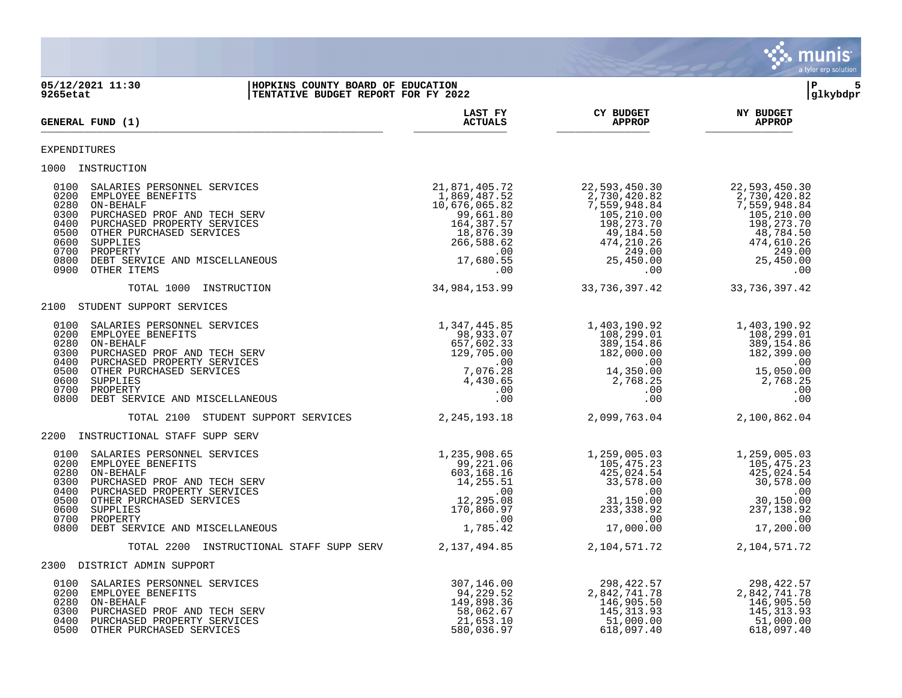**HOPKINS COUNTY BOARD OF EDUCATION**
**TENTATIVE BUDGET REPORT FOR FY 2022**

05/12/2021 11:30
9265etat

| GENERAL FUND (1) | LAST FY ACTUALS | CY BUDGET APPROP | NY BUDGET APPROP |
|---|---|---|---|
| **EXPENDITURES** | | | |
| **1000 INSTRUCTION** | | | |
| 0100 SALARIES PERSONNEL SERVICES | 21,871,405.72 | 22,593,450.30 | 22,593,450.30 |
| 0200 EMPLOYEE BENEFITS | 1,869,487.52 | 2,730,420.82 | 2,730,420.82 |
| 0280 ON-BEHALF | 10,676,065.82 | 7,559,948.84 | 7,559,948.84 |
| 0300 PURCHASED PROF AND TECH SERV | 99,661.80 | 105,210.00 | 105,210.00 |
| 0400 PURCHASED PROPERTY SERVICES | 164,387.57 | 198,273.70 | 198,273.70 |
| 0500 OTHER PURCHASED SERVICES | 18,876.39 | 49,184.50 | 48,784.50 |
| 0600 SUPPLIES | 266,588.62 | 474,210.26 | 474,610.26 |
| 0700 PROPERTY | .00 | 249.00 | 249.00 |
| 0800 DEBT SERVICE AND MISCELLANEOUS | 17,680.55 | 25,450.00 | 25,450.00 |
| 0900 OTHER ITEMS | .00 | .00 | .00 |
| TOTAL 1000 INSTRUCTION | 34,984,153.99 | 33,736,397.42 | 33,736,397.42 |
| **2100 STUDENT SUPPORT SERVICES** | | | |
| 0100 SALARIES PERSONNEL SERVICES | 1,347,445.85 | 1,403,190.92 | 1,403,190.92 |
| 0200 EMPLOYEE BENEFITS | 98,933.07 | 108,299.01 | 108,299.01 |
| 0280 ON-BEHALF | 657,602.33 | 389,154.86 | 389,154.86 |
| 0300 PURCHASED PROF AND TECH SERV | 129,705.00 | 182,000.00 | 182,399.00 |
| 0400 PURCHASED PROPERTY SERVICES | .00 | .00 | .00 |
| 0500 OTHER PURCHASED SERVICES | 7,076.28 | 14,350.00 | 15,050.00 |
| 0600 SUPPLIES | 4,430.65 | 2,768.25 | 2,768.25 |
| 0700 PROPERTY | .00 | .00 | .00 |
| 0800 DEBT SERVICE AND MISCELLANEOUS | .00 | .00 | .00 |
| TOTAL 2100 STUDENT SUPPORT SERVICES | 2,245,193.18 | 2,099,763.04 | 2,100,862.04 |
| **2200 INSTRUCTIONAL STAFF SUPP SERV** | | | |
| 0100 SALARIES PERSONNEL SERVICES | 1,235,908.65 | 1,259,005.03 | 1,259,005.03 |
| 0200 EMPLOYEE BENEFITS | 99,221.06 | 105,475.23 | 105,475.23 |
| 0280 ON-BEHALF | 603,168.16 | 425,024.54 | 425,024.54 |
| 0300 PURCHASED PROF AND TECH SERV | 14,255.51 | 33,578.00 | 30,578.00 |
| 0400 PURCHASED PROPERTY SERVICES | .00 | .00 | .00 |
| 0500 OTHER PURCHASED SERVICES | 12,295.08 | 31,150.00 | 30,150.00 |
| 0600 SUPPLIES | 170,860.97 | 233,338.92 | 237,138.92 |
| 0700 PROPERTY | .00 | .00 | .00 |
| 0800 DEBT SERVICE AND MISCELLANEOUS | 1,785.42 | 17,000.00 | 17,200.00 |
| TOTAL 2200 INSTRUCTIONAL STAFF SUPP SERV | 2,137,494.85 | 2,104,571.72 | 2,104,571.72 |
| **2300 DISTRICT ADMIN SUPPORT** | | | |
| 0100 SALARIES PERSONNEL SERVICES | 307,146.00 | 298,422.57 | 298,422.57 |
| 0200 EMPLOYEE BENEFITS | 94,229.52 | 2,842,741.78 | 2,842,741.78 |
| 0280 ON-BEHALF | 149,898.36 | 146,905.50 | 146,905.50 |
| 0300 PURCHASED PROF AND TECH SERV | 58,062.67 | 145,313.93 | 145,313.93 |
| 0400 PURCHASED PROPERTY SERVICES | 21,653.10 | 51,000.00 | 51,000.00 |
| 0500 OTHER PURCHASED SERVICES | 580,036.97 | 618,097.40 | 618,097.40 |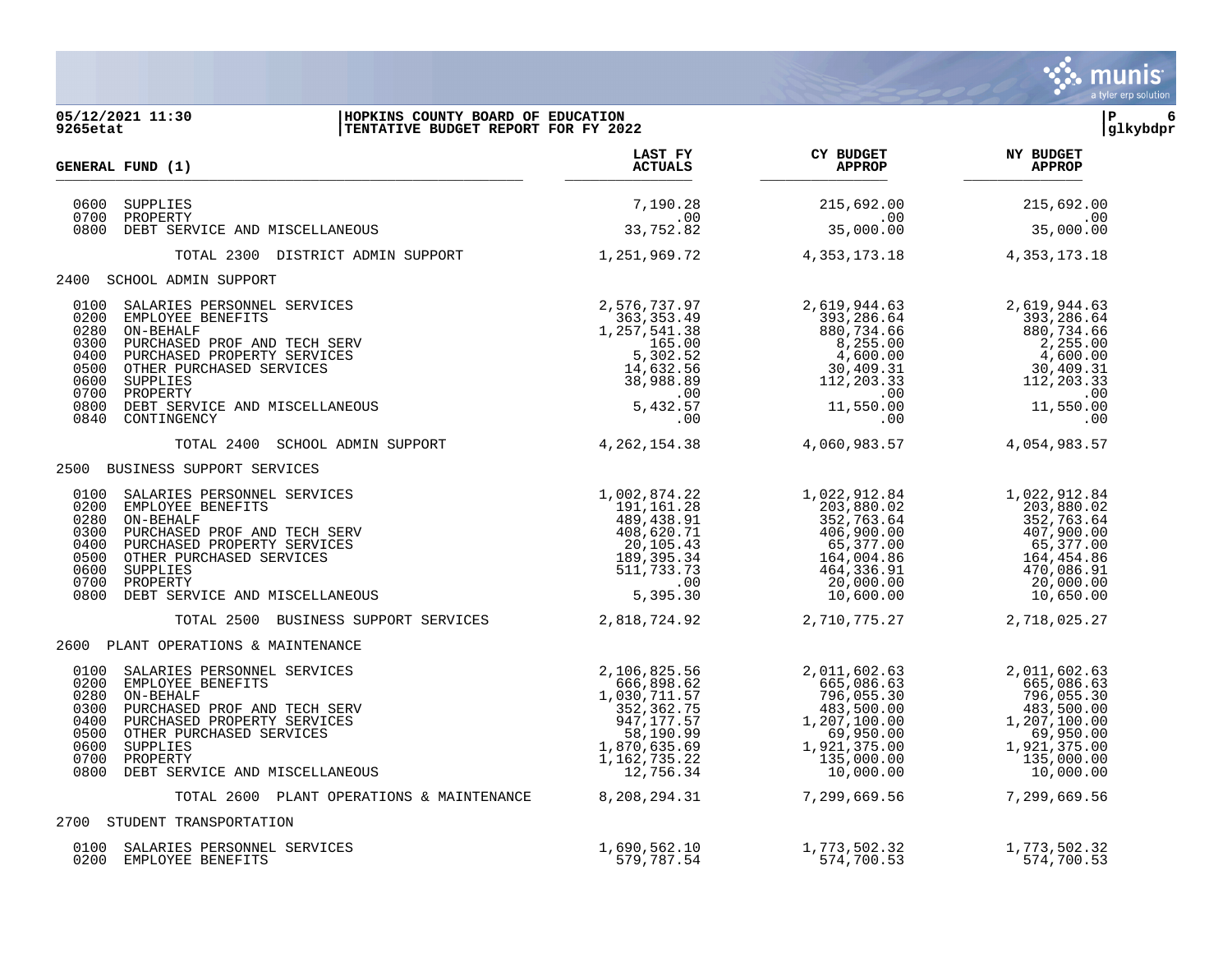**HOPKINS COUNTY BOARD OF EDUCATION**
**TENTATIVE BUDGET REPORT FOR FY 2022**

| GENERAL FUND (1) | LAST FY ACTUALS | CY BUDGET APPROP | NY BUDGET APPROP |
|---|---|---|---|
| 0600 SUPPLIES | 7,190.28 | 215,692.00 | 215,692.00 |
| 0700 PROPERTY | .00 | .00 | .00 |
| 0800 DEBT SERVICE AND MISCELLANEOUS | 33,752.82 | 35,000.00 | 35,000.00 |
| TOTAL 2300 DISTRICT ADMIN SUPPORT | 1,251,969.72 | 4,353,173.18 | 4,353,173.18 |
| **2400 SCHOOL ADMIN SUPPORT** | | | |
| 0100 SALARIES PERSONNEL SERVICES | 2,576,737.97 | 2,619,944.63 | 2,619,944.63 |
| 0200 EMPLOYEE BENEFITS | 363,353.49 | 393,286.64 | 393,286.64 |
| 0280 ON-BEHALF | 1,257,541.38 | 880,734.66 | 880,734.66 |
| 0300 PURCHASED PROF AND TECH SERV | 165.00 | 8,255.00 | 2,255.00 |
| 0400 PURCHASED PROPERTY SERVICES | 5,302.52 | 4,600.00 | 4,600.00 |
| 0500 OTHER PURCHASED SERVICES | 14,632.56 | 30,409.31 | 30,409.31 |
| 0600 SUPPLIES | 38,988.89 | 112,203.33 | 112,203.33 |
| 0700 PROPERTY | .00 | .00 | .00 |
| 0800 DEBT SERVICE AND MISCELLANEOUS | 5,432.57 | 11,550.00 | 11,550.00 |
| 0840 CONTINGENCY | .00 | .00 | .00 |
| TOTAL 2400 SCHOOL ADMIN SUPPORT | 4,262,154.38 | 4,060,983.57 | 4,054,983.57 |
| **2500 BUSINESS SUPPORT SERVICES** | | | |
| 0100 SALARIES PERSONNEL SERVICES | 1,002,874.22 | 1,022,912.84 | 1,022,912.84 |
| 0200 EMPLOYEE BENEFITS | 191,161.28 | 203,880.02 | 203,880.02 |
| 0280 ON-BEHALF | 489,438.91 | 352,763.64 | 352,763.64 |
| 0300 PURCHASED PROF AND TECH SERV | 408,620.71 | 406,900.00 | 407,900.00 |
| 0400 PURCHASED PROPERTY SERVICES | 20,105.43 | 65,377.00 | 65,377.00 |
| 0500 OTHER PURCHASED SERVICES | 189,395.34 | 164,004.86 | 164,454.86 |
| 0600 SUPPLIES | 511,733.73 | 464,336.91 | 470,086.91 |
| 0700 PROPERTY | .00 | 20,000.00 | 20,000.00 |
| 0800 DEBT SERVICE AND MISCELLANEOUS | 5,395.30 | 10,600.00 | 10,650.00 |
| TOTAL 2500 BUSINESS SUPPORT SERVICES | 2,818,724.92 | 2,710,775.27 | 2,718,025.27 |
| **2600 PLANT OPERATIONS & MAINTENANCE** | | | |
| 0100 SALARIES PERSONNEL SERVICES | 2,106,825.56 | 2,011,602.63 | 2,011,602.63 |
| 0200 EMPLOYEE BENEFITS | 666,898.62 | 665,086.63 | 665,086.63 |
| 0280 ON-BEHALF | 1,030,711.57 | 796,055.30 | 796,055.30 |
| 0300 PURCHASED PROF AND TECH SERV | 352,362.75 | 483,500.00 | 483,500.00 |
| 0400 PURCHASED PROPERTY SERVICES | 947,177.57 | 1,207,100.00 | 1,207,100.00 |
| 0500 OTHER PURCHASED SERVICES | 58,190.99 | 69,950.00 | 69,950.00 |
| 0600 SUPPLIES | 1,870,635.69 | 1,921,375.00 | 1,921,375.00 |
| 0700 PROPERTY | 1,162,735.22 | 135,000.00 | 135,000.00 |
| 0800 DEBT SERVICE AND MISCELLANEOUS | 12,756.34 | 10,000.00 | 10,000.00 |
| TOTAL 2600 PLANT OPERATIONS & MAINTENANCE | 8,208,294.31 | 7,299,669.56 | 7,299,669.56 |
| **2700 STUDENT TRANSPORTATION** | | | |
| 0100 SALARIES PERSONNEL SERVICES | 1,690,562.10 | 1,773,502.32 | 1,773,502.32 |
| 0200 EMPLOYEE BENEFITS | 579,787.54 | 574,700.53 | 574,700.53 |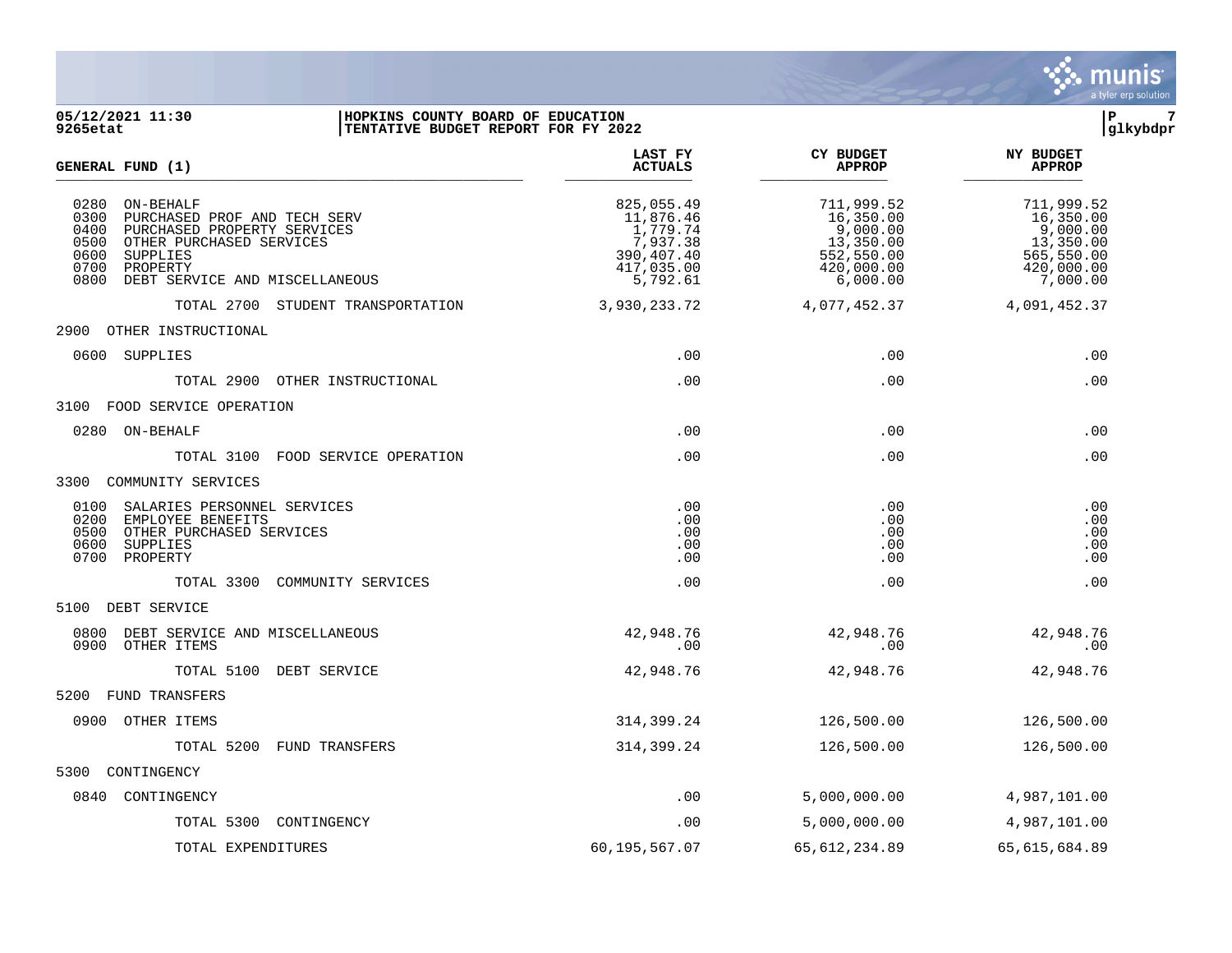**HOPKINS COUNTY BOARD OF EDUCATION**
**TENTATIVE BUDGET REPORT FOR FY 2022**

05/12/2021 11:30
9265etat

| GENERAL FUND (1) | LAST FY ACTUALS | CY BUDGET APPROP | NY BUDGET APPROP |
|---|---|---|---|
| 0280 ON-BEHALF | 825,055.49 | 711,999.52 | 711,999.52 |
| 0300 PURCHASED PROF AND TECH SERV | 11,876.46 | 16,350.00 | 16,350.00 |
| 0400 PURCHASED PROPERTY SERVICES | 1,779.74 | 9,000.00 | 9,000.00 |
| 0500 OTHER PURCHASED SERVICES | 7,937.38 | 13,350.00 | 13,350.00 |
| 0600 SUPPLIES | 390,407.40 | 552,550.00 | 565,550.00 |
| 0700 PROPERTY | 417,035.00 | 420,000.00 | 420,000.00 |
| 0800 DEBT SERVICE AND MISCELLANEOUS | 5,792.61 | 6,000.00 | 7,000.00 |
| TOTAL 2700 STUDENT TRANSPORTATION | 3,930,233.72 | 4,077,452.37 | 4,091,452.37 |
| **2900 OTHER INSTRUCTIONAL** | | | |
| 0600 SUPPLIES | .00 | .00 | .00 |
| TOTAL 2900 OTHER INSTRUCTIONAL | .00 | .00 | .00 |
| **3100 FOOD SERVICE OPERATION** | | | |
| 0280 ON-BEHALF | .00 | .00 | .00 |
| TOTAL 3100 FOOD SERVICE OPERATION | .00 | .00 | .00 |
| **3300 COMMUNITY SERVICES** | | | |
| 0100 SALARIES PERSONNEL SERVICES | .00 | .00 | .00 |
| 0200 EMPLOYEE BENEFITS | .00 | .00 | .00 |
| 0500 OTHER PURCHASED SERVICES | .00 | .00 | .00 |
| 0600 SUPPLIES | .00 | .00 | .00 |
| 0700 PROPERTY | .00 | .00 | .00 |
| TOTAL 3300 COMMUNITY SERVICES | .00 | .00 | .00 |
| **5100 DEBT SERVICE** | | | |
| 0800 DEBT SERVICE AND MISCELLANEOUS | 42,948.76 | 42,948.76 | 42,948.76 |
| 0900 OTHER ITEMS | .00 | .00 | .00 |
| TOTAL 5100 DEBT SERVICE | 42,948.76 | 42,948.76 | 42,948.76 |
| **5200 FUND TRANSFERS** | | | |
| 0900 OTHER ITEMS | 314,399.24 | 126,500.00 | 126,500.00 |
| TOTAL 5200 FUND TRANSFERS | 314,399.24 | 126,500.00 | 126,500.00 |
| **5300 CONTINGENCY** | | | |
| 0840 CONTINGENCY | .00 | 5,000,000.00 | 4,987,101.00 |
| TOTAL 5300 CONTINGENCY | .00 | 5,000,000.00 | 4,987,101.00 |
| TOTAL EXPENDITURES | 60,195,567.07 | 65,612,234.89 | 65,615,684.89 |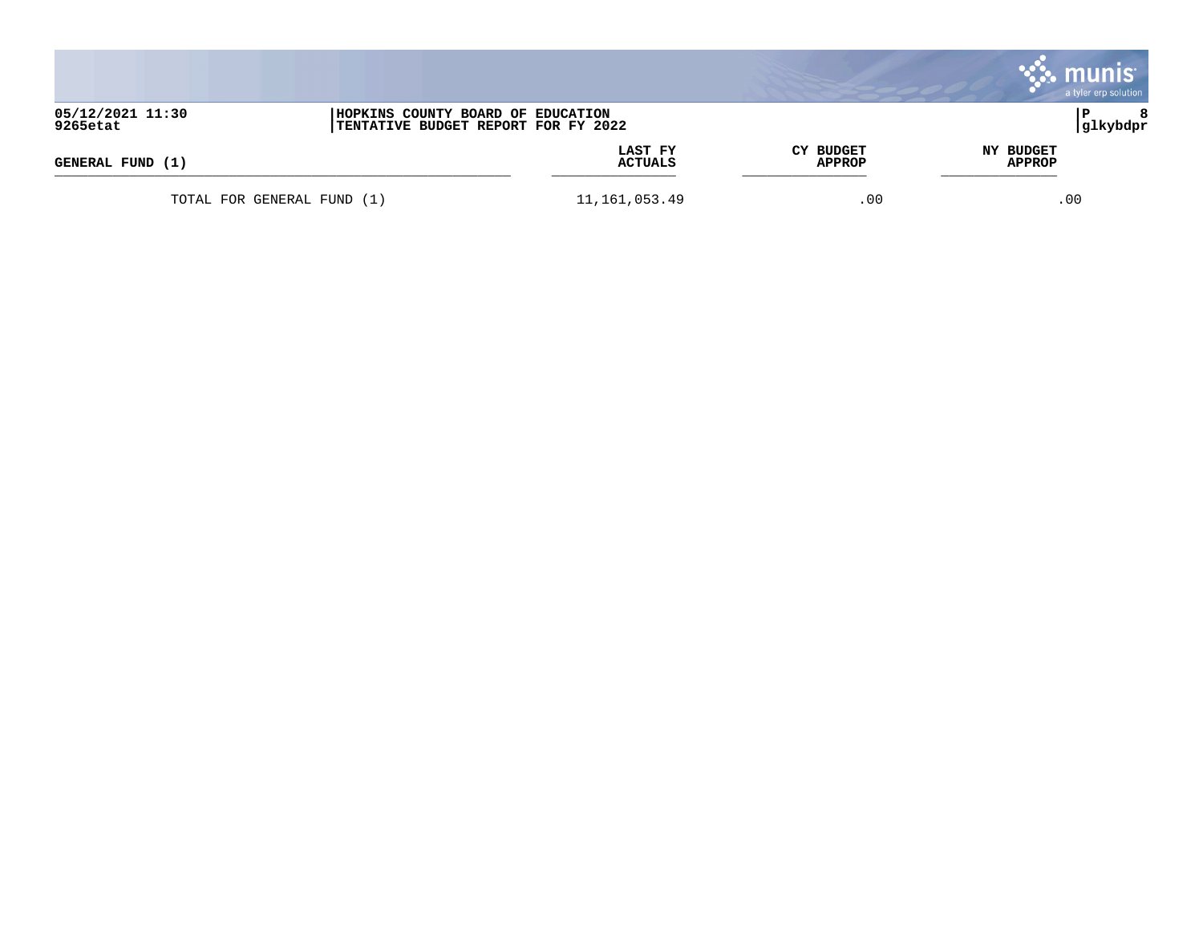| GENERAL FUND (1) | LAST FY ACTUALS | CY BUDGET APPROP | NY BUDGET APPROP |
|---|---|---|---|
| TOTAL FOR GENERAL FUND (1) | 11,161,053.49 | .00 | .00 |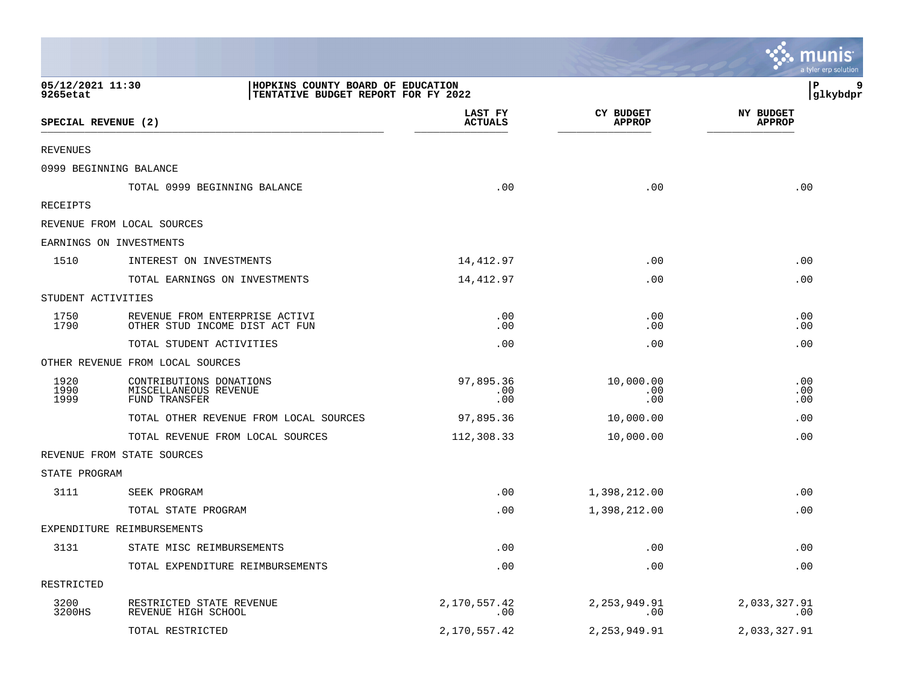**HOPKINS COUNTY BOARD OF EDUCATION**
**TENTATIVE BUDGET REPORT FOR FY 2022**

05/12/2021 11:30
9265etat

| SPECIAL REVENUE (2) | | LAST FY ACTUALS | CY BUDGET APPROP | NY BUDGET APPROP |
|---|---|---|---|---|
| REVENUES | | | | |
| 0999 BEGINNING BALANCE | | | | |
| | TOTAL 0999 BEGINNING BALANCE | .00 | .00 | .00 |
| RECEIPTS | | | | |
| REVENUE FROM LOCAL SOURCES | | | | |
| EARNINGS ON INVESTMENTS | | | | |
| 1510 | INTEREST ON INVESTMENTS | 14,412.97 | .00 | .00 |
| | TOTAL EARNINGS ON INVESTMENTS | 14,412.97 | .00 | .00 |
| STUDENT ACTIVITIES | | | | |
| 1750 | REVENUE FROM ENTERPRISE ACTIVI | .00 | .00 | .00 |
| 1790 | OTHER STUD INCOME DIST ACT FUN | .00 | .00 | .00 |
| | TOTAL STUDENT ACTIVITIES | .00 | .00 | .00 |
| OTHER REVENUE FROM LOCAL SOURCES | | | | |
| 1920 | CONTRIBUTIONS DONATIONS | 97,895.36 | 10,000.00 | .00 |
| 1990 | MISCELLANEOUS REVENUE | .00 | .00 | .00 |
| 1999 | FUND TRANSFER | .00 | .00 | .00 |
| | TOTAL OTHER REVENUE FROM LOCAL SOURCES | 97,895.36 | 10,000.00 | .00 |
| | TOTAL REVENUE FROM LOCAL SOURCES | 112,308.33 | 10,000.00 | .00 |
| REVENUE FROM STATE SOURCES | | | | |
| STATE PROGRAM | | | | |
| 3111 | SEEK PROGRAM | .00 | 1,398,212.00 | .00 |
| | TOTAL STATE PROGRAM | .00 | 1,398,212.00 | .00 |
| EXPENDITURE REIMBURSEMENTS | | | | |
| 3131 | STATE MISC REIMBURSEMENTS | .00 | .00 | .00 |
| | TOTAL EXPENDITURE REIMBURSEMENTS | .00 | .00 | .00 |
| RESTRICTED | | | | |
| 3200 | RESTRICTED STATE REVENUE | 2,170,557.42 | 2,253,949.91 | 2,033,327.91 |
| 3200HS | REVENUE HIGH SCHOOL | .00 | .00 | .00 |
| | TOTAL RESTRICTED | 2,170,557.42 | 2,253,949.91 | 2,033,327.91 |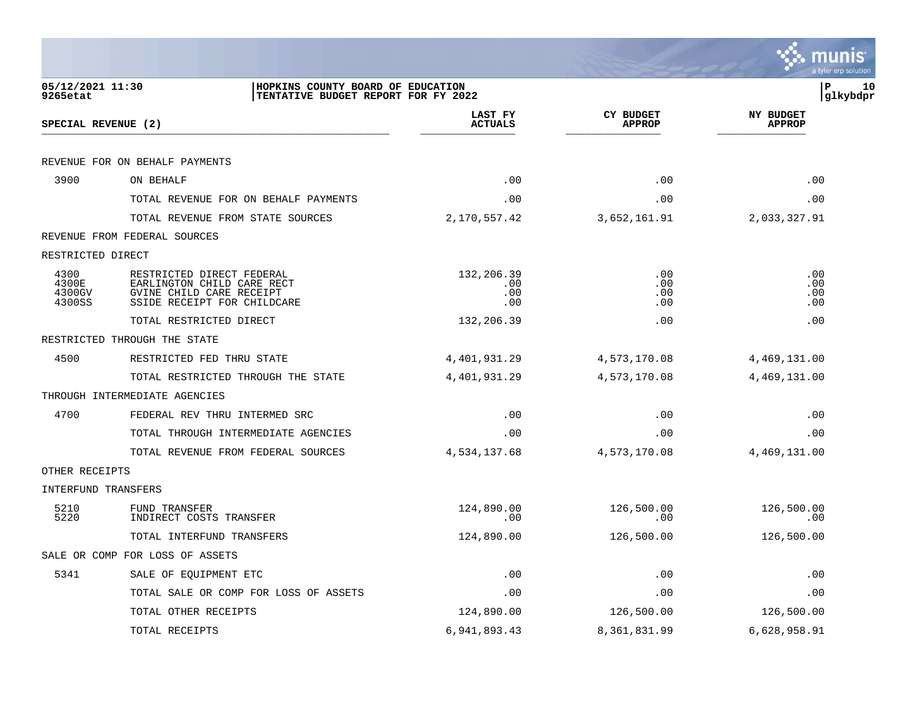HOPKINS COUNTY BOARD OF EDUCATION
TENTATIVE BUDGET REPORT FOR FY 2022

05/12/2021 11:30
9265etat

| SPECIAL REVENUE (2) | | LAST FY ACTUALS | CY BUDGET APPROP | NY BUDGET APPROP |
|---|---|---|---|---|
| REVENUE FOR ON BEHALF PAYMENTS | | | | |
| 3900 | ON BEHALF | .00 | .00 | .00 |
| | TOTAL REVENUE FOR ON BEHALF PAYMENTS | .00 | .00 | .00 |
| | TOTAL REVENUE FROM STATE SOURCES | 2,170,557.42 | 3,652,161.91 | 2,033,327.91 |
| REVENUE FROM FEDERAL SOURCES | | | | |
| RESTRICTED DIRECT | | | | |
| 4300 | RESTRICTED DIRECT FEDERAL | 132,206.39 | .00 | .00 |
| 4300E | EARLINGTON CHILD CARE RECT | .00 | .00 | .00 |
| 4300GV | GVINE CHILD CARE RECEIPT | .00 | .00 | .00 |
| 4300SS | SSIDE RECEIPT FOR CHILDCARE | .00 | .00 | .00 |
| | TOTAL RESTRICTED DIRECT | 132,206.39 | .00 | .00 |
| RESTRICTED THROUGH THE STATE | | | | |
| 4500 | RESTRICTED FED THRU STATE | 4,401,931.29 | 4,573,170.08 | 4,469,131.00 |
| | TOTAL RESTRICTED THROUGH THE STATE | 4,401,931.29 | 4,573,170.08 | 4,469,131.00 |
| THROUGH INTERMEDIATE AGENCIES | | | | |
| 4700 | FEDERAL REV THRU INTERMED SRC | .00 | .00 | .00 |
| | TOTAL THROUGH INTERMEDIATE AGENCIES | .00 | .00 | .00 |
| | TOTAL REVENUE FROM FEDERAL SOURCES | 4,534,137.68 | 4,573,170.08 | 4,469,131.00 |
| OTHER RECEIPTS | | | | |
| INTERFUND TRANSFERS | | | | |
| 5210 | FUND TRANSFER | 124,890.00 | 126,500.00 | 126,500.00 |
| 5220 | INDIRECT COSTS TRANSFER | .00 | .00 | .00 |
| | TOTAL INTERFUND TRANSFERS | 124,890.00 | 126,500.00 | 126,500.00 |
| SALE OR COMP FOR LOSS OF ASSETS | | | | |
| 5341 | SALE OF EQUIPMENT ETC | .00 | .00 | .00 |
| | TOTAL SALE OR COMP FOR LOSS OF ASSETS | .00 | .00 | .00 |
| | TOTAL OTHER RECEIPTS | 124,890.00 | 126,500.00 | 126,500.00 |
| | TOTAL RECEIPTS | 6,941,893.43 | 8,361,831.99 | 6,628,958.91 |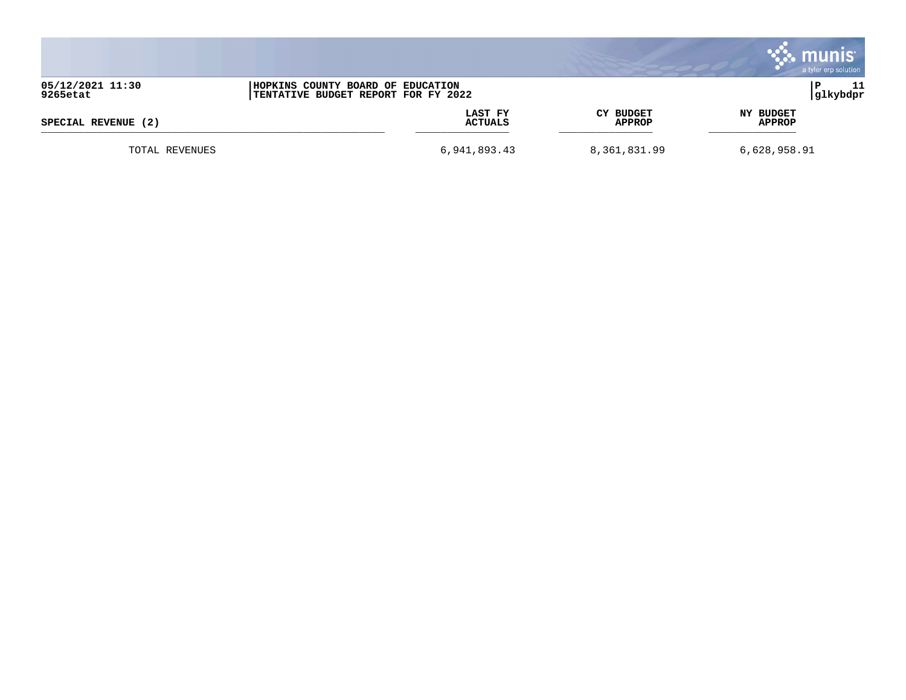| SPECIAL REVENUE (2) | LAST FY ACTUALS | CY BUDGET APPROP | NY BUDGET APPROP |
| --- | --- | --- | --- |
| TOTAL REVENUES | 6,941,893.43 | 8,361,831.99 | 6,628,958.91 |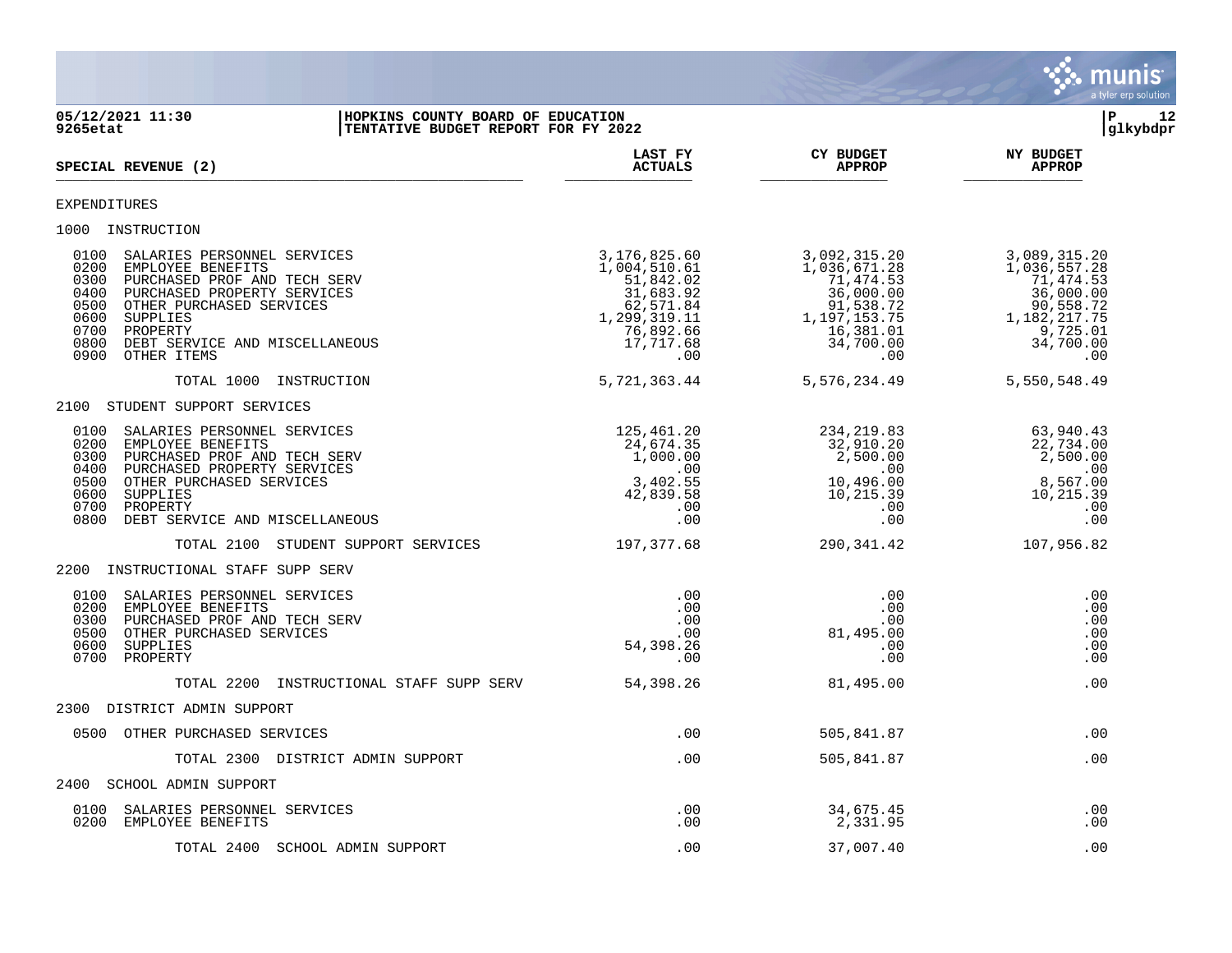**HOPKINS COUNTY BOARD OF EDUCATION**
**TENTATIVE BUDGET REPORT FOR FY 2022**

05/12/2021 11:30
9265etat

| SPECIAL REVENUE (2) | LAST FY ACTUALS | CY BUDGET APPROP | NY BUDGET APPROP |
|---|---|---|---|
| EXPENDITURES | | | |
| 1000 INSTRUCTION | | | |
| 0100 SALARIES PERSONNEL SERVICES | 3,176,825.60 | 3,092,315.20 | 3,089,315.20 |
| 0200 EMPLOYEE BENEFITS | 1,004,510.61 | 1,036,671.28 | 1,036,557.28 |
| 0300 PURCHASED PROF AND TECH SERV | 51,842.02 | 71,474.53 | 71,474.53 |
| 0400 PURCHASED PROPERTY SERVICES | 31,683.92 | 36,000.00 | 36,000.00 |
| 0500 OTHER PURCHASED SERVICES | 62,571.84 | 91,538.72 | 90,558.72 |
| 0600 SUPPLIES | 1,299,319.11 | 1,197,153.75 | 1,182,217.75 |
| 0700 PROPERTY | 76,892.66 | 16,381.01 | 9,725.01 |
| 0800 DEBT SERVICE AND MISCELLANEOUS | 17,717.68 | 34,700.00 | 34,700.00 |
| 0900 OTHER ITEMS | .00 | .00 | .00 |
| TOTAL 1000 INSTRUCTION | 5,721,363.44 | 5,576,234.49 | 5,550,548.49 |
| 2100 STUDENT SUPPORT SERVICES | | | |
| 0100 SALARIES PERSONNEL SERVICES | 125,461.20 | 234,219.83 | 63,940.43 |
| 0200 EMPLOYEE BENEFITS | 24,674.35 | 32,910.20 | 22,734.00 |
| 0300 PURCHASED PROF AND TECH SERV | 1,000.00 | 2,500.00 | 2,500.00 |
| 0400 PURCHASED PROPERTY SERVICES | .00 | .00 | .00 |
| 0500 OTHER PURCHASED SERVICES | 3,402.55 | 10,496.00 | 8,567.00 |
| 0600 SUPPLIES | 42,839.58 | 10,215.39 | 10,215.39 |
| 0700 PROPERTY | .00 | .00 | .00 |
| 0800 DEBT SERVICE AND MISCELLANEOUS | .00 | .00 | .00 |
| TOTAL 2100 STUDENT SUPPORT SERVICES | 197,377.68 | 290,341.42 | 107,956.82 |
| 2200 INSTRUCTIONAL STAFF SUPP SERV | | | |
| 0100 SALARIES PERSONNEL SERVICES | .00 | .00 | .00 |
| 0200 EMPLOYEE BENEFITS | .00 | .00 | .00 |
| 0300 PURCHASED PROF AND TECH SERV | .00 | .00 | .00 |
| 0500 OTHER PURCHASED SERVICES | .00 | 81,495.00 | .00 |
| 0600 SUPPLIES | 54,398.26 | .00 | .00 |
| 0700 PROPERTY | .00 | .00 | .00 |
| TOTAL 2200 INSTRUCTIONAL STAFF SUPP SERV | 54,398.26 | 81,495.00 | .00 |
| 2300 DISTRICT ADMIN SUPPORT | | | |
| 0500 OTHER PURCHASED SERVICES | .00 | 505,841.87 | .00 |
| TOTAL 2300 DISTRICT ADMIN SUPPORT | .00 | 505,841.87 | .00 |
| 2400 SCHOOL ADMIN SUPPORT | | | |
| 0100 SALARIES PERSONNEL SERVICES | .00 | 34,675.45 | .00 |
| 0200 EMPLOYEE BENEFITS | .00 | 2,331.95 | .00 |
| TOTAL 2400 SCHOOL ADMIN SUPPORT | .00 | 37,007.40 | .00 |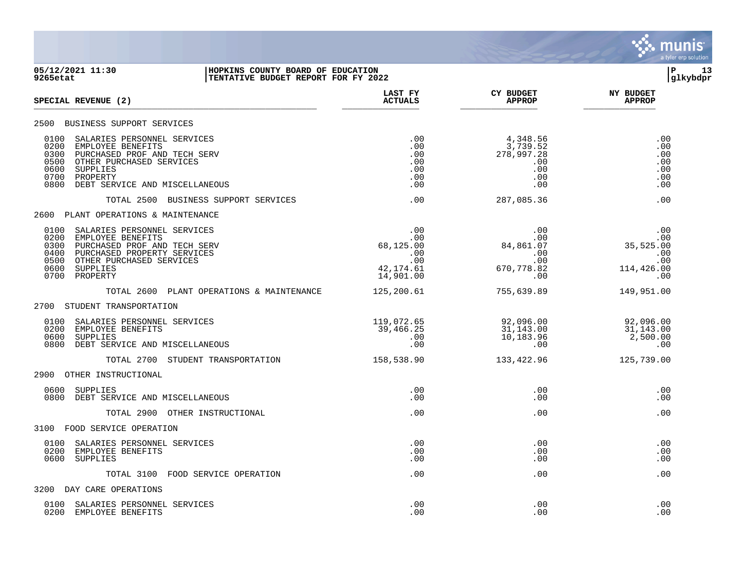**HOPKINS COUNTY BOARD OF EDUCATION**
**TENTATIVE BUDGET REPORT FOR FY 2022**

05/12/2021 11:30
9265etat

| SPECIAL REVENUE (2) | LAST FY ACTUALS | CY BUDGET APPROP | NY BUDGET APPROP |
|---|---|---|---|
| **2500 BUSINESS SUPPORT SERVICES** | | | |
| 0100 SALARIES PERSONNEL SERVICES | .00 | 4,348.56 | .00 |
| 0200 EMPLOYEE BENEFITS | .00 | 3,739.52 | .00 |
| 0300 PURCHASED PROF AND TECH SERV | .00 | 278,997.28 | .00 |
| 0500 OTHER PURCHASED SERVICES | .00 | .00 | .00 |
| 0600 SUPPLIES | .00 | .00 | .00 |
| 0700 PROPERTY | .00 | .00 | .00 |
| 0800 DEBT SERVICE AND MISCELLANEOUS | .00 | .00 | .00 |
| TOTAL 2500 BUSINESS SUPPORT SERVICES | .00 | 287,085.36 | .00 |
| **2600 PLANT OPERATIONS & MAINTENANCE** | | | |
| 0100 SALARIES PERSONNEL SERVICES | .00 | .00 | .00 |
| 0200 EMPLOYEE BENEFITS | .00 | .00 | .00 |
| 0300 PURCHASED PROF AND TECH SERV | 68,125.00 | 84,861.07 | 35,525.00 |
| 0400 PURCHASED PROPERTY SERVICES | .00 | .00 | .00 |
| 0500 OTHER PURCHASED SERVICES | .00 | .00 | .00 |
| 0600 SUPPLIES | 42,174.61 | 670,778.82 | 114,426.00 |
| 0700 PROPERTY | 14,901.00 | .00 | .00 |
| TOTAL 2600 PLANT OPERATIONS & MAINTENANCE | 125,200.61 | 755,639.89 | 149,951.00 |
| **2700 STUDENT TRANSPORTATION** | | | |
| 0100 SALARIES PERSONNEL SERVICES | 119,072.65 | 92,096.00 | 92,096.00 |
| 0200 EMPLOYEE BENEFITS | 39,466.25 | 31,143.00 | 31,143.00 |
| 0600 SUPPLIES | .00 | 10,183.96 | 2,500.00 |
| 0800 DEBT SERVICE AND MISCELLANEOUS | .00 | .00 | .00 |
| TOTAL 2700 STUDENT TRANSPORTATION | 158,538.90 | 133,422.96 | 125,739.00 |
| **2900 OTHER INSTRUCTIONAL** | | | |
| 0600 SUPPLIES | .00 | .00 | .00 |
| 0800 DEBT SERVICE AND MISCELLANEOUS | .00 | .00 | .00 |
| TOTAL 2900 OTHER INSTRUCTIONAL | .00 | .00 | .00 |
| **3100 FOOD SERVICE OPERATION** | | | |
| 0100 SALARIES PERSONNEL SERVICES | .00 | .00 | .00 |
| 0200 EMPLOYEE BENEFITS | .00 | .00 | .00 |
| 0600 SUPPLIES | .00 | .00 | .00 |
| TOTAL 3100 FOOD SERVICE OPERATION | .00 | .00 | .00 |
| **3200 DAY CARE OPERATIONS** | | | |
| 0100 SALARIES PERSONNEL SERVICES | .00 | .00 | .00 |
| 0200 EMPLOYEE BENEFITS | .00 | .00 | .00 |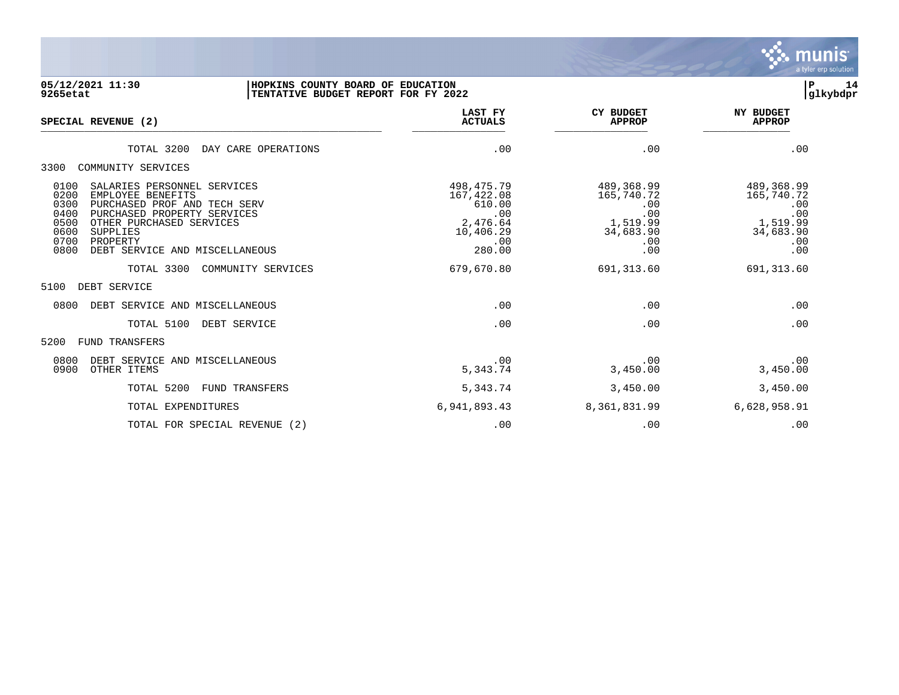**HOPKINS COUNTY BOARD OF EDUCATION**
**TENTATIVE BUDGET REPORT FOR FY 2022**

05/12/2021 11:30
9265etat

| SPECIAL REVENUE (2) | LAST FY ACTUALS | CY BUDGET APPROP | NY BUDGET APPROP |
|---|---|---|---|
| TOTAL 3200 DAY CARE OPERATIONS | .00 | .00 | .00 |
| **3300 COMMUNITY SERVICES** | | | |
| 0100 SALARIES PERSONNEL SERVICES | 498,475.79 | 489,368.99 | 489,368.99 |
| 0200 EMPLOYEE BENEFITS | 167,422.08 | 165,740.72 | 165,740.72 |
| 0300 PURCHASED PROF AND TECH SERV | 610.00 | .00 | .00 |
| 0400 PURCHASED PROPERTY SERVICES | .00 | .00 | .00 |
| 0500 OTHER PURCHASED SERVICES | 2,476.64 | 1,519.99 | 1,519.99 |
| 0600 SUPPLIES | 10,406.29 | 34,683.90 | 34,683.90 |
| 0700 PROPERTY | .00 | .00 | .00 |
| 0800 DEBT SERVICE AND MISCELLANEOUS | 280.00 | .00 | .00 |
| TOTAL 3300 COMMUNITY SERVICES | 679,670.80 | 691,313.60 | 691,313.60 |
| **5100 DEBT SERVICE** | | | |
| 0800 DEBT SERVICE AND MISCELLANEOUS | .00 | .00 | .00 |
| TOTAL 5100 DEBT SERVICE | .00 | .00 | .00 |
| **5200 FUND TRANSFERS** | | | |
| 0800 DEBT SERVICE AND MISCELLANEOUS | .00 | .00 | .00 |
| 0900 OTHER ITEMS | 5,343.74 | 3,450.00 | 3,450.00 |
| TOTAL 5200 FUND TRANSFERS | 5,343.74 | 3,450.00 | 3,450.00 |
| TOTAL EXPENDITURES | 6,941,893.43 | 8,361,831.99 | 6,628,958.91 |
| TOTAL FOR SPECIAL REVENUE (2) | .00 | .00 | .00 |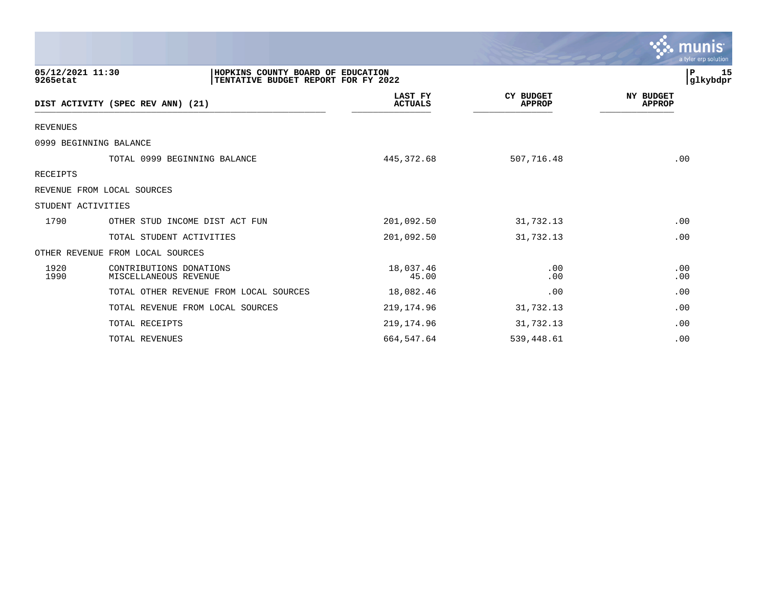05/12/2021 11:30 | HOPKINS COUNTY BOARD OF EDUCATION
9265etat | TENTATIVE BUDGET REPORT FOR FY 2022

glkybdpr

| DIST ACTIVITY (SPEC REV ANN) (21) | | LAST FY ACTUALS | CY BUDGET APPROP | NY BUDGET APPROP |
|---|---|---|---|---|
| REVENUES | | | | |
| 0999 BEGINNING BALANCE | | | | |
| | TOTAL 0999 BEGINNING BALANCE | 445,372.68 | 507,716.48 | .00 |
| RECEIPTS | | | | |
| REVENUE FROM LOCAL SOURCES | | | | |
| STUDENT ACTIVITIES | | | | |
| 1790 | OTHER STUD INCOME DIST ACT FUN | 201,092.50 | 31,732.13 | .00 |
| | TOTAL STUDENT ACTIVITIES | 201,092.50 | 31,732.13 | .00 |
| OTHER REVENUE FROM LOCAL SOURCES | | | | |
| 1920 | CONTRIBUTIONS DONATIONS | 18,037.46 | .00 | .00 |
| 1990 | MISCELLANEOUS REVENUE | 45.00 | .00 | .00 |
| | TOTAL OTHER REVENUE FROM LOCAL SOURCES | 18,082.46 | .00 | .00 |
| | TOTAL REVENUE FROM LOCAL SOURCES | 219,174.96 | 31,732.13 | .00 |
| | TOTAL RECEIPTS | 219,174.96 | 31,732.13 | .00 |
| | TOTAL REVENUES | 664,547.64 | 539,448.61 | .00 |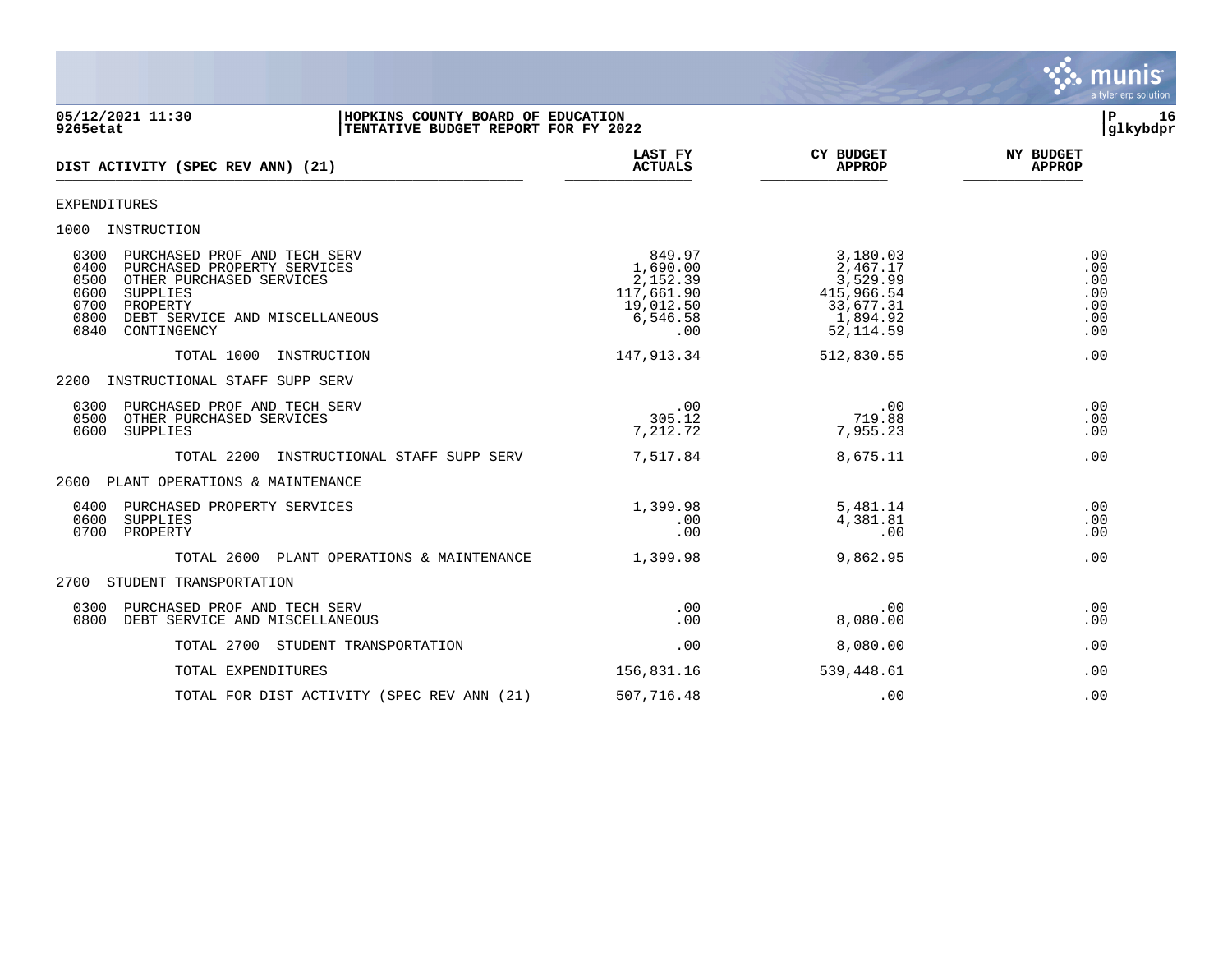05/12/2021 11:30 | HOPKINS COUNTY BOARD OF EDUCATION
9265etat | TENTATIVE BUDGET REPORT FOR FY 2022

| DIST ACTIVITY (SPEC REV ANN) (21) | LAST FY ACTUALS | CY BUDGET APPROP | NY BUDGET APPROP |
|---|---|---|---|
| EXPENDITURES | | | |
| 1000 INSTRUCTION | | | |
| 0300 PURCHASED PROF AND TECH SERV | 849.97 | 3,180.03 | .00 |
| 0400 PURCHASED PROPERTY SERVICES | 1,690.00 | 2,467.17 | .00 |
| 0500 OTHER PURCHASED SERVICES | 2,152.39 | 3,529.99 | .00 |
| 0600 SUPPLIES | 117,661.90 | 415,966.54 | .00 |
| 0700 PROPERTY | 19,012.50 | 33,677.31 | .00 |
| 0800 DEBT SERVICE AND MISCELLANEOUS | 6,546.58 | 1,894.92 | .00 |
| 0840 CONTINGENCY | .00 | 52,114.59 | .00 |
| TOTAL 1000 INSTRUCTION | 147,913.34 | 512,830.55 | .00 |
| 2200 INSTRUCTIONAL STAFF SUPP SERV | | | |
| 0300 PURCHASED PROF AND TECH SERV | .00 | .00 | .00 |
| 0500 OTHER PURCHASED SERVICES | 305.12 | 719.88 | .00 |
| 0600 SUPPLIES | 7,212.72 | 7,955.23 | .00 |
| TOTAL 2200 INSTRUCTIONAL STAFF SUPP SERV | 7,517.84 | 8,675.11 | .00 |
| 2600 PLANT OPERATIONS & MAINTENANCE | | | |
| 0400 PURCHASED PROPERTY SERVICES | 1,399.98 | 5,481.14 | .00 |
| 0600 SUPPLIES | .00 | 4,381.81 | .00 |
| 0700 PROPERTY | .00 | .00 | .00 |
| TOTAL 2600 PLANT OPERATIONS & MAINTENANCE | 1,399.98 | 9,862.95 | .00 |
| 2700 STUDENT TRANSPORTATION | | | |
| 0300 PURCHASED PROF AND TECH SERV | .00 | .00 | .00 |
| 0800 DEBT SERVICE AND MISCELLANEOUS | .00 | 8,080.00 | .00 |
| TOTAL 2700 STUDENT TRANSPORTATION | .00 | 8,080.00 | .00 |
| TOTAL EXPENDITURES | 156,831.16 | 539,448.61 | .00 |
| TOTAL FOR DIST ACTIVITY (SPEC REV ANN (21) | 507,716.48 | .00 | .00 |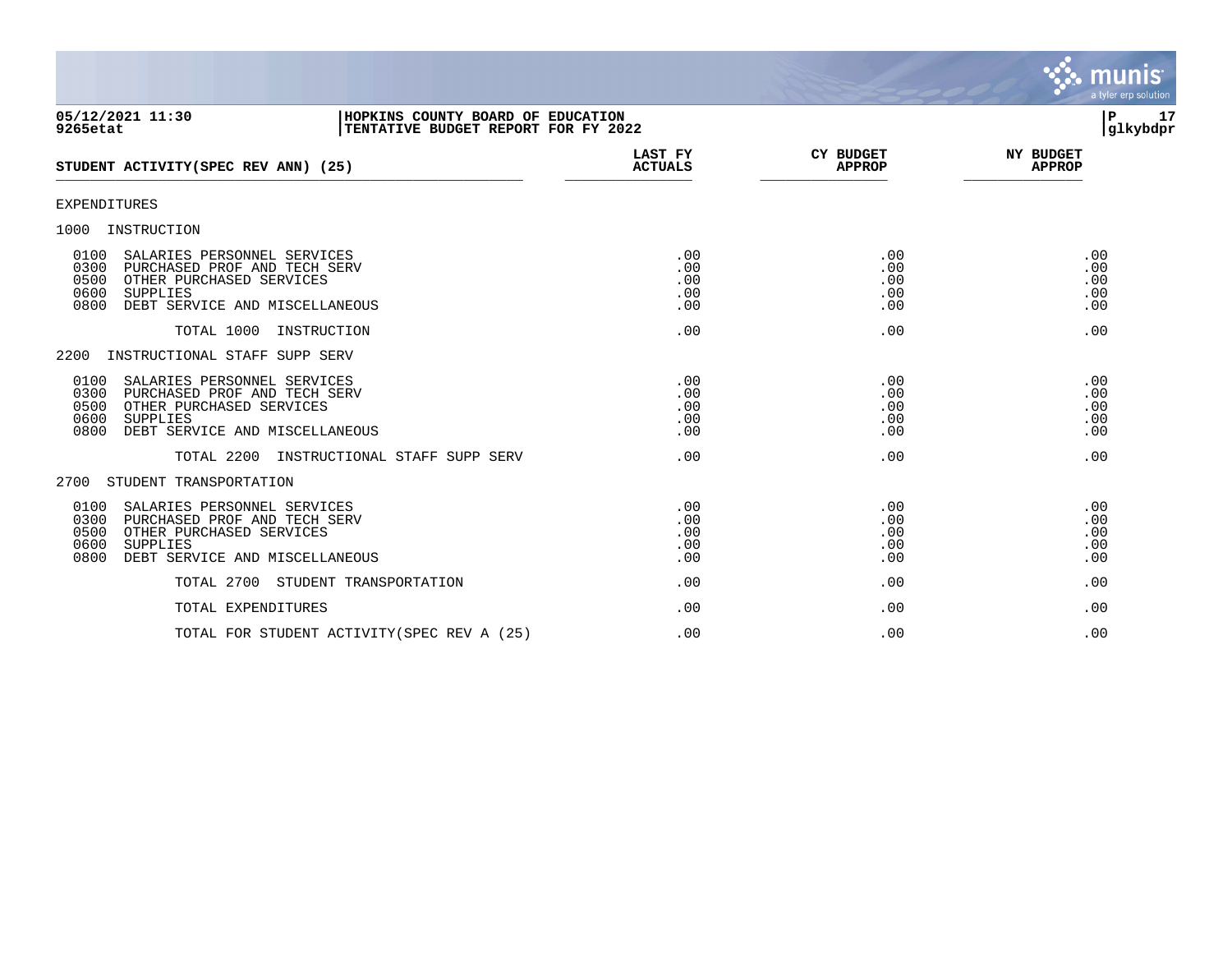**HOPKINS COUNTY BOARD OF EDUCATION**
**TENTATIVE BUDGET REPORT FOR FY 2022**

| STUDENT ACTIVITY(SPEC REV ANN) (25) | LAST FY ACTUALS | CY BUDGET APPROP | NY BUDGET APPROP |
|---|---|---|---|
| EXPENDITURES | | | |
| 1000 INSTRUCTION | | | |
| 0100 SALARIES PERSONNEL SERVICES | .00 | .00 | .00 |
| 0300 PURCHASED PROF AND TECH SERV | .00 | .00 | .00 |
| 0500 OTHER PURCHASED SERVICES | .00 | .00 | .00 |
| 0600 SUPPLIES | .00 | .00 | .00 |
| 0800 DEBT SERVICE AND MISCELLANEOUS | .00 | .00 | .00 |
| TOTAL 1000 INSTRUCTION | .00 | .00 | .00 |
| 2200 INSTRUCTIONAL STAFF SUPP SERV | | | |
| 0100 SALARIES PERSONNEL SERVICES | .00 | .00 | .00 |
| 0300 PURCHASED PROF AND TECH SERV | .00 | .00 | .00 |
| 0500 OTHER PURCHASED SERVICES | .00 | .00 | .00 |
| 0600 SUPPLIES | .00 | .00 | .00 |
| 0800 DEBT SERVICE AND MISCELLANEOUS | .00 | .00 | .00 |
| TOTAL 2200 INSTRUCTIONAL STAFF SUPP SERV | .00 | .00 | .00 |
| 2700 STUDENT TRANSPORTATION | | | |
| 0100 SALARIES PERSONNEL SERVICES | .00 | .00 | .00 |
| 0300 PURCHASED PROF AND TECH SERV | .00 | .00 | .00 |
| 0500 OTHER PURCHASED SERVICES | .00 | .00 | .00 |
| 0600 SUPPLIES | .00 | .00 | .00 |
| 0800 DEBT SERVICE AND MISCELLANEOUS | .00 | .00 | .00 |
| TOTAL 2700 STUDENT TRANSPORTATION | .00 | .00 | .00 |
| TOTAL EXPENDITURES | .00 | .00 | .00 |
| TOTAL FOR STUDENT ACTIVITY(SPEC REV A (25) | .00 | .00 | .00 |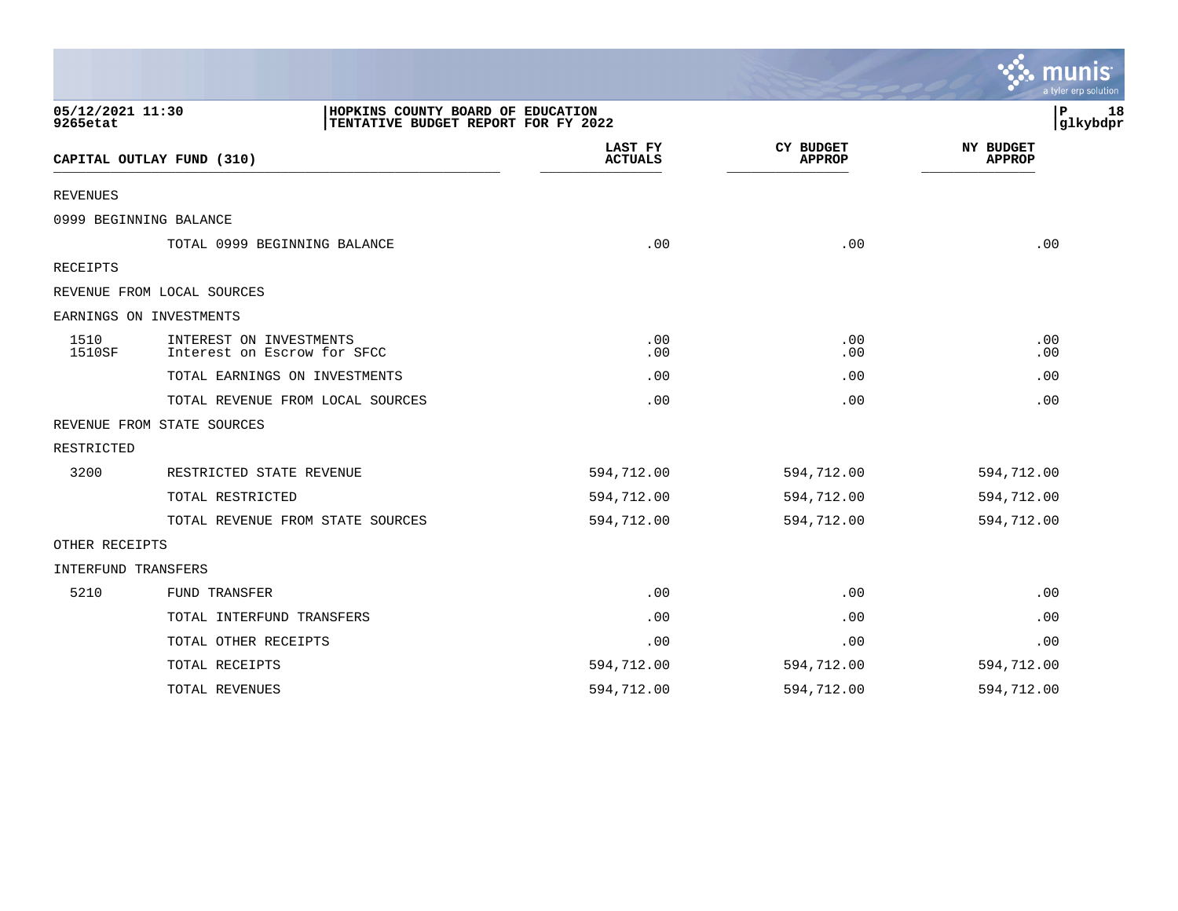**HOPKINS COUNTY BOARD OF EDUCATION**
**TENTATIVE BUDGET REPORT FOR FY 2022**

05/12/2021 11:30
9265etat

## CAPITAL OUTLAY FUND (310)

| CAPITAL OUTLAY FUND (310) | | LAST FY ACTUALS | CY BUDGET APPROP | NY BUDGET APPROP |
|---|---|---|---|---|
| REVENUES | | | | |
| 0999 BEGINNING BALANCE | | | | |
| | TOTAL 0999 BEGINNING BALANCE | .00 | .00 | .00 |
| RECEIPTS | | | | |
| REVENUE FROM LOCAL SOURCES | | | | |
| EARNINGS ON INVESTMENTS | | | | |
| 1510 | INTEREST ON INVESTMENTS | .00 | .00 | .00 |
| 1510SF | Interest on Escrow for SFCC | .00 | .00 | .00 |
| | TOTAL EARNINGS ON INVESTMENTS | .00 | .00 | .00 |
| | TOTAL REVENUE FROM LOCAL SOURCES | .00 | .00 | .00 |
| REVENUE FROM STATE SOURCES | | | | |
| RESTRICTED | | | | |
| 3200 | RESTRICTED STATE REVENUE | 594,712.00 | 594,712.00 | 594,712.00 |
| | TOTAL RESTRICTED | 594,712.00 | 594,712.00 | 594,712.00 |
| | TOTAL REVENUE FROM STATE SOURCES | 594,712.00 | 594,712.00 | 594,712.00 |
| OTHER RECEIPTS | | | | |
| INTERFUND TRANSFERS | | | | |
| 5210 | FUND TRANSFER | .00 | .00 | .00 |
| | TOTAL INTERFUND TRANSFERS | .00 | .00 | .00 |
| | TOTAL OTHER RECEIPTS | .00 | .00 | .00 |
| | TOTAL RECEIPTS | 594,712.00 | 594,712.00 | 594,712.00 |
| | TOTAL REVENUES | 594,712.00 | 594,712.00 | 594,712.00 |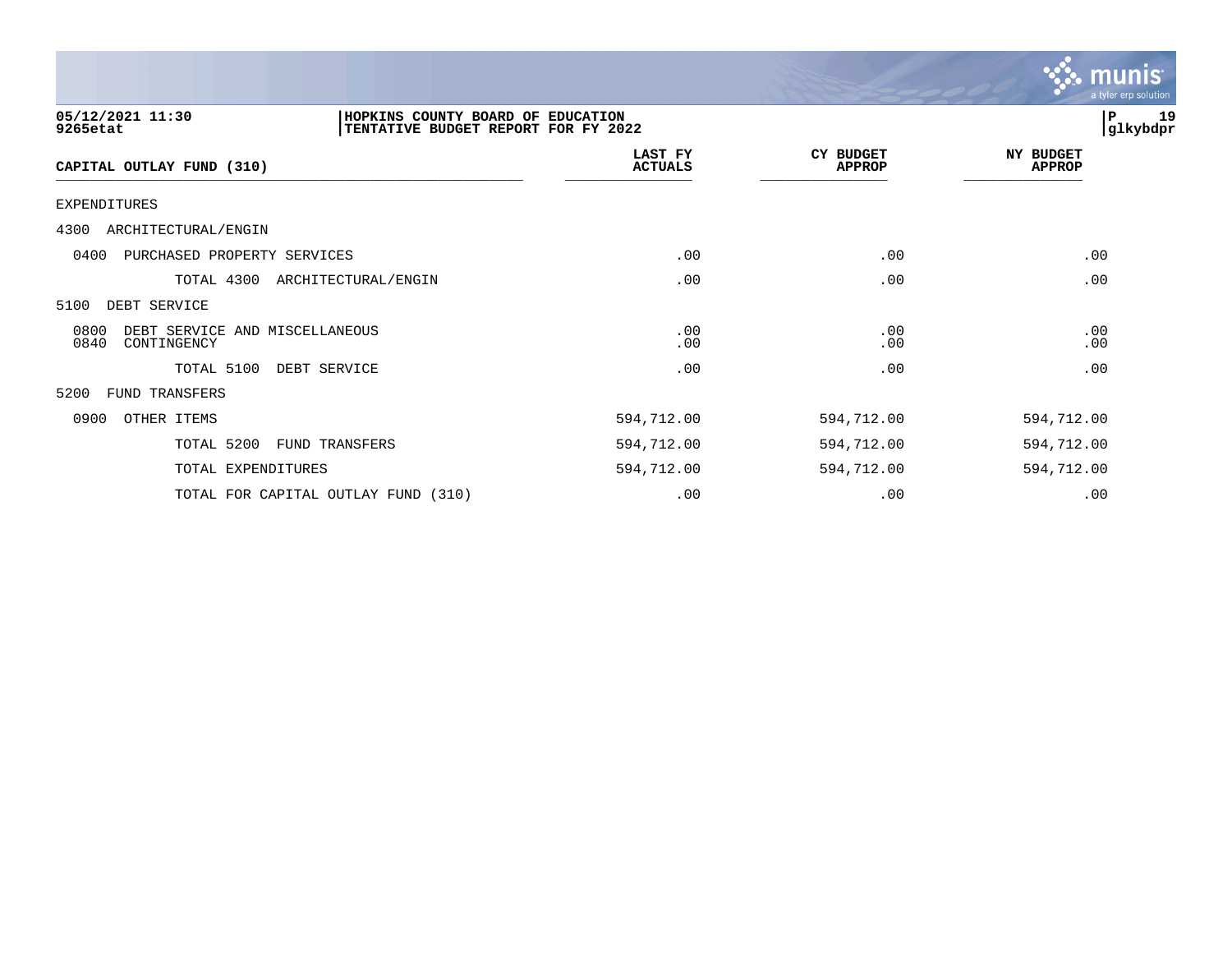05/12/2021 11:30 | HOPKINS COUNTY BOARD OF EDUCATION
9265etat | TENTATIVE BUDGET REPORT FOR FY 2022

| CAPITAL OUTLAY FUND (310) | LAST FY ACTUALS | CY BUDGET APPROP | NY BUDGET APPROP |
|---|---|---|---|
| EXPENDITURES | | | |
| 4300 ARCHITECTURAL/ENGIN | | | |
| 0400 PURCHASED PROPERTY SERVICES | .00 | .00 | .00 |
| TOTAL 4300 ARCHITECTURAL/ENGIN | .00 | .00 | .00 |
| 5100 DEBT SERVICE | | | |
| 0800 DEBT SERVICE AND MISCELLANEOUS | .00 | .00 | .00 |
| 0840 CONTINGENCY | .00 | .00 | .00 |
| TOTAL 5100 DEBT SERVICE | .00 | .00 | .00 |
| 5200 FUND TRANSFERS | | | |
| 0900 OTHER ITEMS | 594,712.00 | 594,712.00 | 594,712.00 |
| TOTAL 5200 FUND TRANSFERS | 594,712.00 | 594,712.00 | 594,712.00 |
| TOTAL EXPENDITURES | 594,712.00 | 594,712.00 | 594,712.00 |
| TOTAL FOR CAPITAL OUTLAY FUND (310) | .00 | .00 | .00 |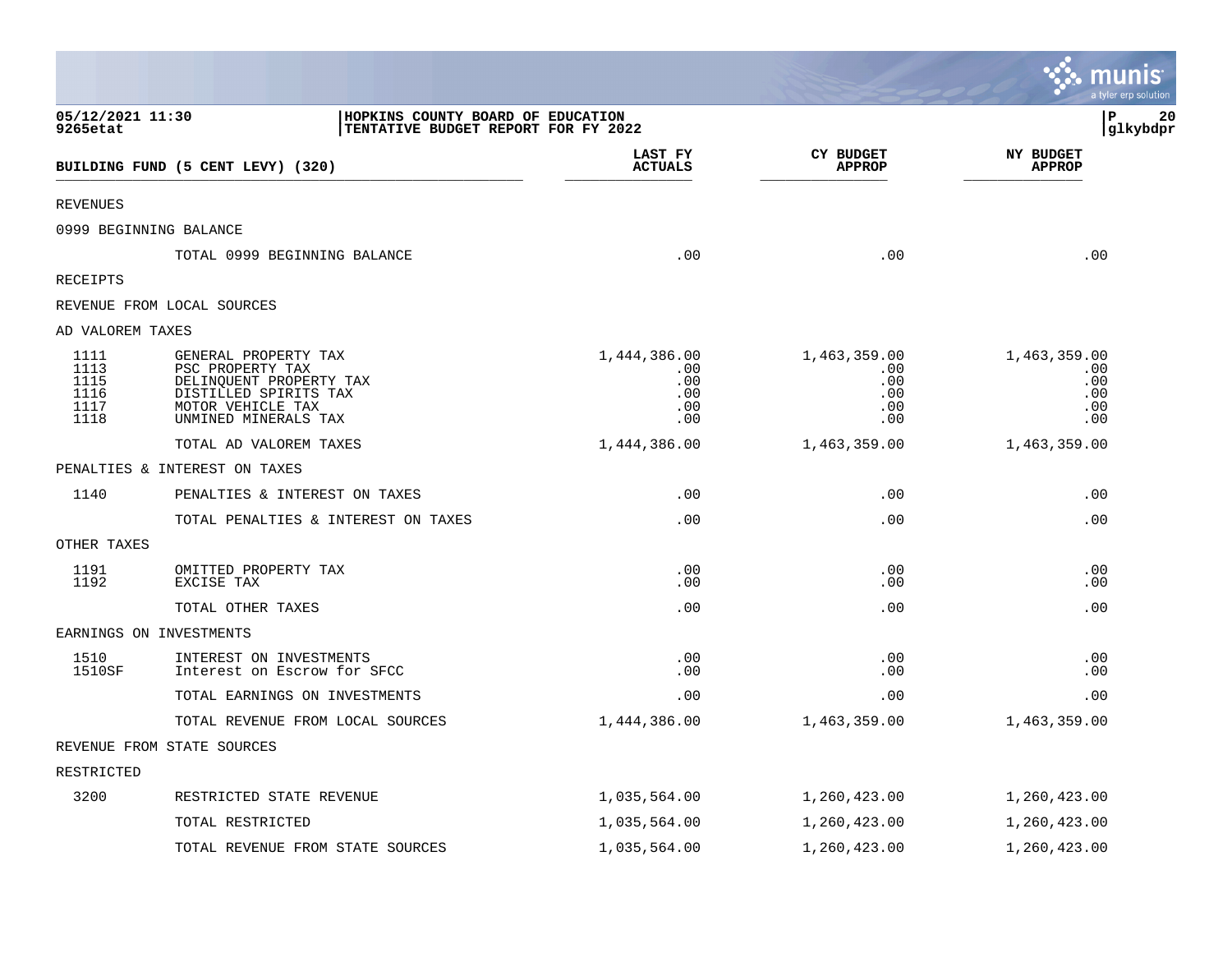HOPKINS COUNTY BOARD OF EDUCATION
TENTATIVE BUDGET REPORT FOR FY 2022

05/12/2021 11:30
9265etat

| BUILDING FUND (5 CENT LEVY) (320) | | LAST FY ACTUALS | CY BUDGET APPROP | NY BUDGET APPROP |
|---|---|---|---|---|
| REVENUES | | | | |
| 0999 BEGINNING BALANCE | | | | |
| | TOTAL 0999 BEGINNING BALANCE | .00 | .00 | .00 |
| RECEIPTS | | | | |
| REVENUE FROM LOCAL SOURCES | | | | |
| AD VALOREM TAXES | | | | |
| 1111 | GENERAL PROPERTY TAX | 1,444,386.00 | 1,463,359.00 | 1,463,359.00 |
| 1113 | PSC PROPERTY TAX | .00 | .00 | .00 |
| 1115 | DELINQUENT PROPERTY TAX | .00 | .00 | .00 |
| 1116 | DISTILLED SPIRITS TAX | .00 | .00 | .00 |
| 1117 | MOTOR VEHICLE TAX | .00 | .00 | .00 |
| 1118 | UNMINED MINERALS TAX | .00 | .00 | .00 |
| | TOTAL AD VALOREM TAXES | 1,444,386.00 | 1,463,359.00 | 1,463,359.00 |
| PENALTIES & INTEREST ON TAXES | | | | |
| 1140 | PENALTIES & INTEREST ON TAXES | .00 | .00 | .00 |
| | TOTAL PENALTIES & INTEREST ON TAXES | .00 | .00 | .00 |
| OTHER TAXES | | | | |
| 1191 | OMITTED PROPERTY TAX | .00 | .00 | .00 |
| 1192 | EXCISE TAX | .00 | .00 | .00 |
| | TOTAL OTHER TAXES | .00 | .00 | .00 |
| EARNINGS ON INVESTMENTS | | | | |
| 1510 | INTEREST ON INVESTMENTS | .00 | .00 | .00 |
| 1510SF | Interest on Escrow for SFCC | .00 | .00 | .00 |
| | TOTAL EARNINGS ON INVESTMENTS | .00 | .00 | .00 |
| | TOTAL REVENUE FROM LOCAL SOURCES | 1,444,386.00 | 1,463,359.00 | 1,463,359.00 |
| REVENUE FROM STATE SOURCES | | | | |
| RESTRICTED | | | | |
| 3200 | RESTRICTED STATE REVENUE | 1,035,564.00 | 1,260,423.00 | 1,260,423.00 |
| | TOTAL RESTRICTED | 1,035,564.00 | 1,260,423.00 | 1,260,423.00 |
| | TOTAL REVENUE FROM STATE SOURCES | 1,035,564.00 | 1,260,423.00 | 1,260,423.00 |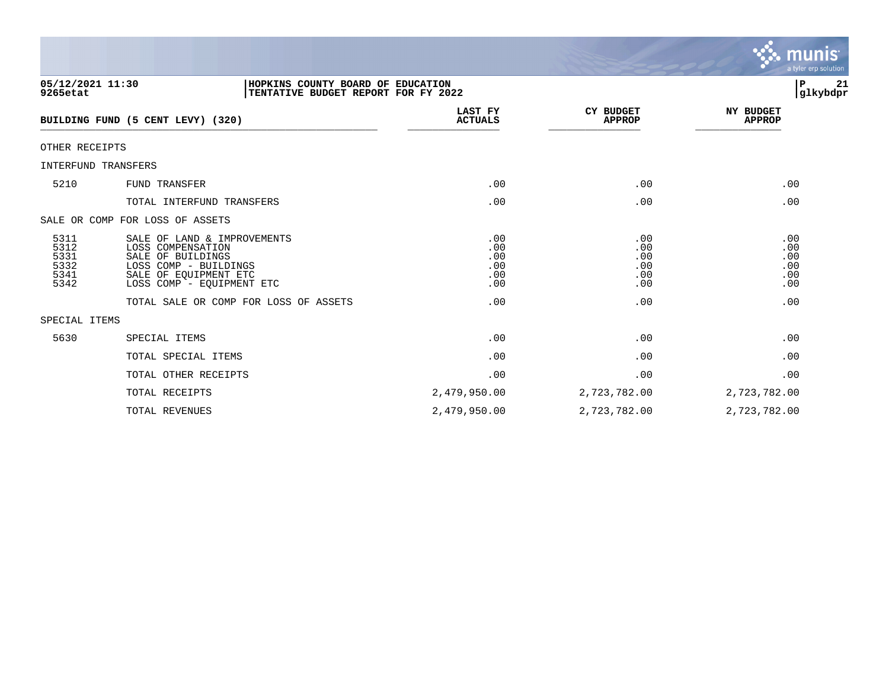**HOPKINS COUNTY BOARD OF EDUCATION**
**TENTATIVE BUDGET REPORT FOR FY 2022**

05/12/2021 11:30
9265etat

## BUILDING FUND (5 CENT LEVY) (320)

| | | LAST FY ACTUALS | CY BUDGET APPROP | NY BUDGET APPROP |
|---|---|---|---|---|
| OTHER RECEIPTS | | | | |
| INTERFUND TRANSFERS | | | | |
| 5210 | FUND TRANSFER | .00 | .00 | .00 |
| | TOTAL INTERFUND TRANSFERS | .00 | .00 | .00 |
| SALE OR COMP FOR LOSS OF ASSETS | | | | |
| 5311 | SALE OF LAND & IMPROVEMENTS | .00 | .00 | .00 |
| 5312 | LOSS COMPENSATION | .00 | .00 | .00 |
| 5331 | SALE OF BUILDINGS | .00 | .00 | .00 |
| 5332 | LOSS COMP - BUILDINGS | .00 | .00 | .00 |
| 5341 | SALE OF EQUIPMENT ETC | .00 | .00 | .00 |
| 5342 | LOSS COMP - EQUIPMENT ETC | .00 | .00 | .00 |
| | TOTAL SALE OR COMP FOR LOSS OF ASSETS | .00 | .00 | .00 |
| SPECIAL ITEMS | | | | |
| 5630 | SPECIAL ITEMS | .00 | .00 | .00 |
| | TOTAL SPECIAL ITEMS | .00 | .00 | .00 |
| | TOTAL OTHER RECEIPTS | .00 | .00 | .00 |
| | TOTAL RECEIPTS | 2,479,950.00 | 2,723,782.00 | 2,723,782.00 |
| | TOTAL REVENUES | 2,479,950.00 | 2,723,782.00 | 2,723,782.00 |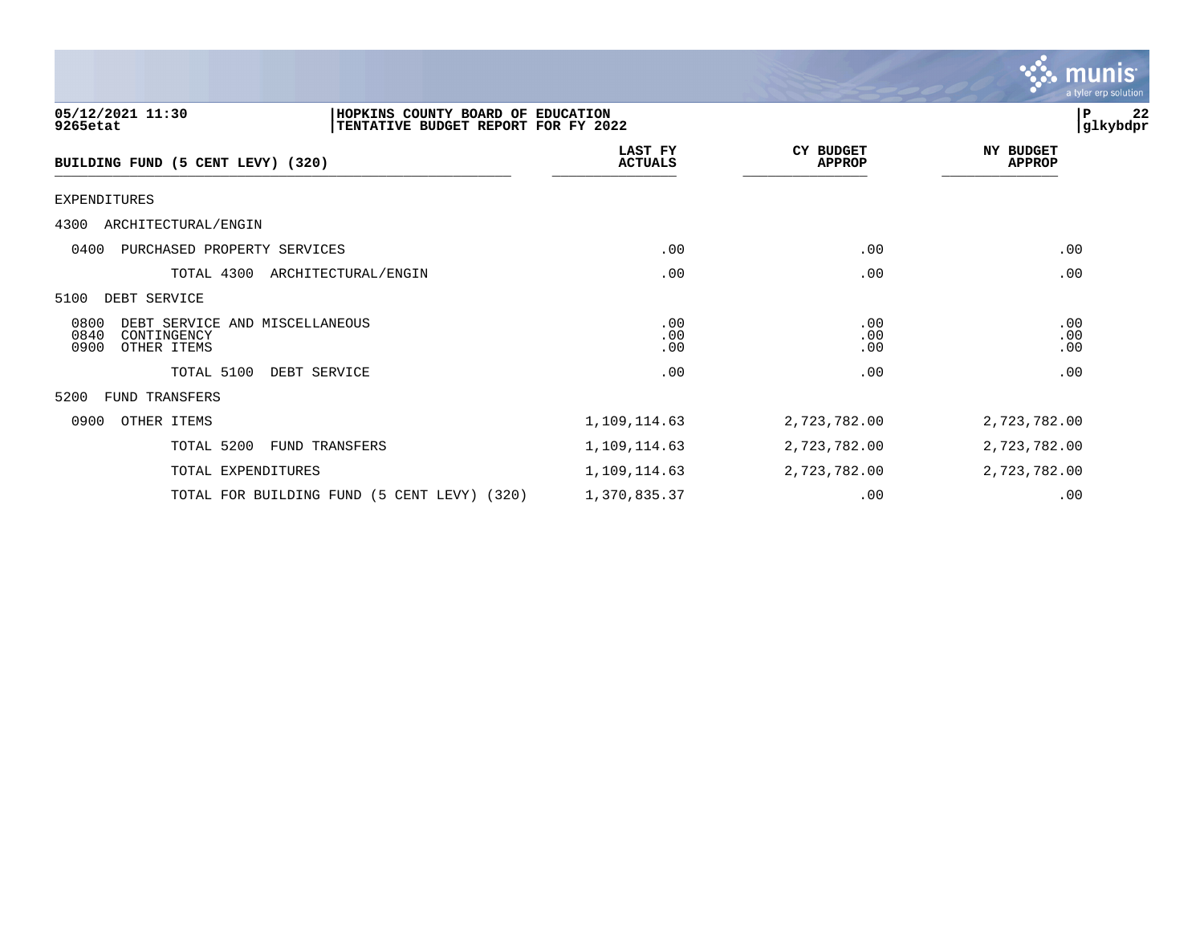**05/12/2021 11:30**
**9265etat**

**HOPKINS COUNTY BOARD OF EDUCATION**
**TENTATIVE BUDGET REPORT FOR FY 2022**

| BUILDING FUND (5 CENT LEVY) (320) | LAST FY ACTUALS | CY BUDGET APPROP | NY BUDGET APPROP |
|---|---|---|---|
| EXPENDITURES | | | |
| 4300 ARCHITECTURAL/ENGIN | | | |
| 0400 PURCHASED PROPERTY SERVICES | .00 | .00 | .00 |
| TOTAL 4300 ARCHITECTURAL/ENGIN | .00 | .00 | .00 |
| 5100 DEBT SERVICE | | | |
| 0800 DEBT SERVICE AND MISCELLANEOUS | .00 | .00 | .00 |
| 0840 CONTINGENCY | .00 | .00 | .00 |
| 0900 OTHER ITEMS | .00 | .00 | .00 |
| TOTAL 5100 DEBT SERVICE | .00 | .00 | .00 |
| 5200 FUND TRANSFERS | | | |
| 0900 OTHER ITEMS | 1,109,114.63 | 2,723,782.00 | 2,723,782.00 |
| TOTAL 5200 FUND TRANSFERS | 1,109,114.63 | 2,723,782.00 | 2,723,782.00 |
| TOTAL EXPENDITURES | 1,109,114.63 | 2,723,782.00 | 2,723,782.00 |
| TOTAL FOR BUILDING FUND (5 CENT LEVY) (320) | 1,370,835.37 | .00 | .00 |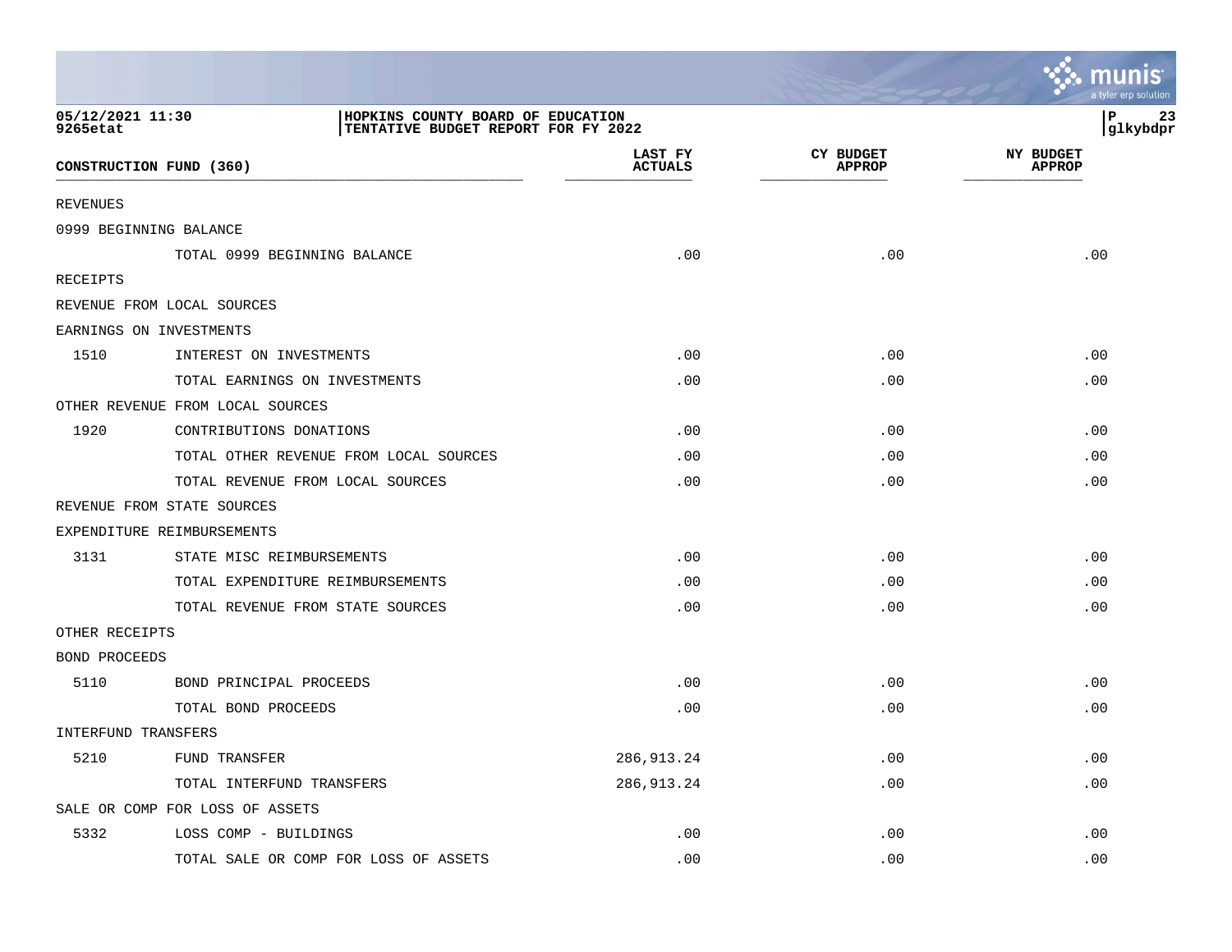05/12/2021 11:30
9265etat

HOPKINS COUNTY BOARD OF EDUCATION
TENTATIVE BUDGET REPORT FOR FY 2022

| CONSTRUCTION FUND (360) | | LAST FY ACTUALS | CY BUDGET APPROP | NY BUDGET APPROP |
|---|---|---|---|---|
| REVENUES | | | | |
| 0999 BEGINNING BALANCE | | | | |
| | TOTAL 0999 BEGINNING BALANCE | .00 | .00 | .00 |
| RECEIPTS | | | | |
| REVENUE FROM LOCAL SOURCES | | | | |
| EARNINGS ON INVESTMENTS | | | | |
| 1510 | INTEREST ON INVESTMENTS | .00 | .00 | .00 |
| | TOTAL EARNINGS ON INVESTMENTS | .00 | .00 | .00 |
| OTHER REVENUE FROM LOCAL SOURCES | | | | |
| 1920 | CONTRIBUTIONS DONATIONS | .00 | .00 | .00 |
| | TOTAL OTHER REVENUE FROM LOCAL SOURCES | .00 | .00 | .00 |
| | TOTAL REVENUE FROM LOCAL SOURCES | .00 | .00 | .00 |
| REVENUE FROM STATE SOURCES | | | | |
| EXPENDITURE REIMBURSEMENTS | | | | |
| 3131 | STATE MISC REIMBURSEMENTS | .00 | .00 | .00 |
| | TOTAL EXPENDITURE REIMBURSEMENTS | .00 | .00 | .00 |
| | TOTAL REVENUE FROM STATE SOURCES | .00 | .00 | .00 |
| OTHER RECEIPTS | | | | |
| BOND PROCEEDS | | | | |
| 5110 | BOND PRINCIPAL PROCEEDS | .00 | .00 | .00 |
| | TOTAL BOND PROCEEDS | .00 | .00 | .00 |
| INTERFUND TRANSFERS | | | | |
| 5210 | FUND TRANSFER | 286,913.24 | .00 | .00 |
| | TOTAL INTERFUND TRANSFERS | 286,913.24 | .00 | .00 |
| SALE OR COMP FOR LOSS OF ASSETS | | | | |
| 5332 | LOSS COMP - BUILDINGS | .00 | .00 | .00 |
| | TOTAL SALE OR COMP FOR LOSS OF ASSETS | .00 | .00 | .00 |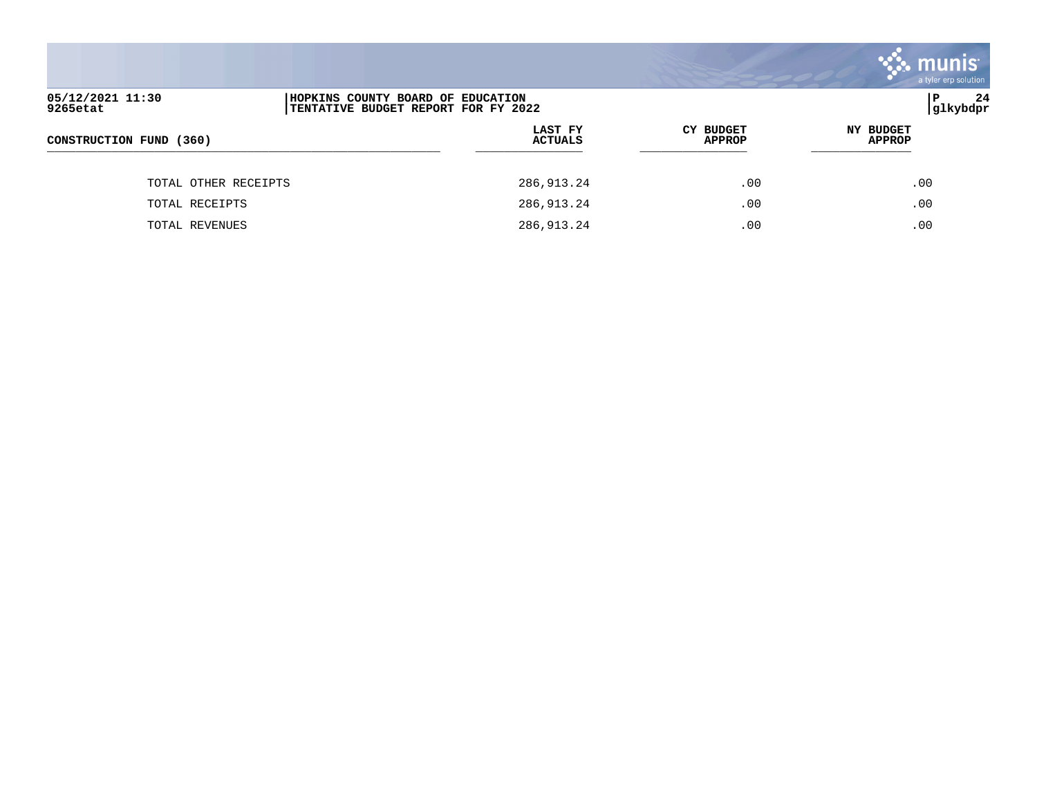| CONSTRUCTION FUND (360) | LAST FY ACTUALS | CY BUDGET APPROP | NY BUDGET APPROP |
|---|---|---|---|
| TOTAL OTHER RECEIPTS | 286,913.24 | .00 | .00 |
| TOTAL RECEIPTS | 286,913.24 | .00 | .00 |
| TOTAL REVENUES | 286,913.24 | .00 | .00 |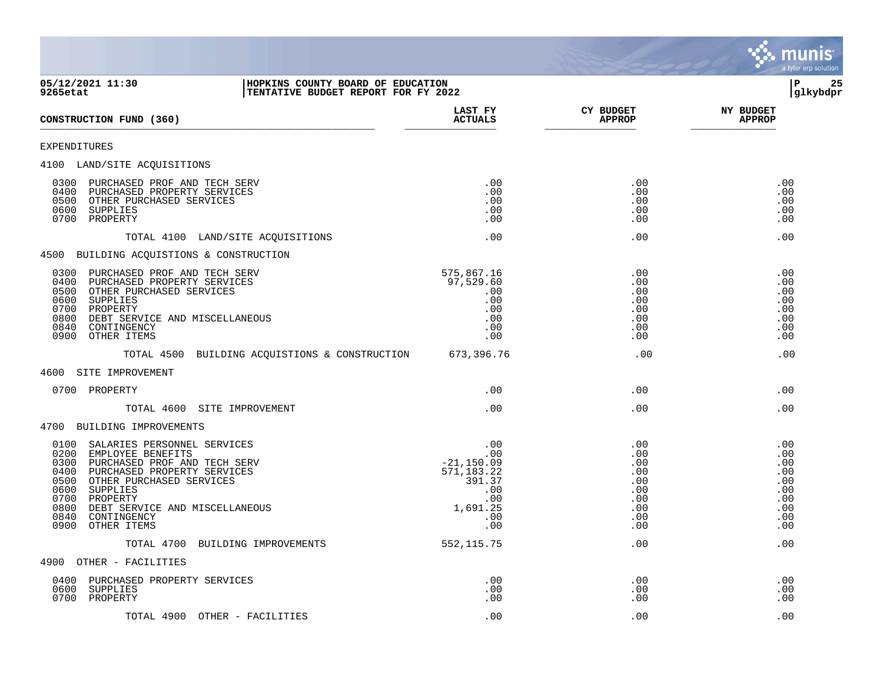**HOPKINS COUNTY BOARD OF EDUCATION**
**TENTATIVE BUDGET REPORT FOR FY 2022**

05/12/2021 11:30
9265etat

| CONSTRUCTION FUND (360) | LAST FY ACTUALS | CY BUDGET APPROP | NY BUDGET APPROP |
|---|---|---|---|
| **EXPENDITURES** | | | |
| **4100 LAND/SITE ACQUISITIONS** | | | |
| 0300 PURCHASED PROF AND TECH SERV | .00 | .00 | .00 |
| 0400 PURCHASED PROPERTY SERVICES | .00 | .00 | .00 |
| 0500 OTHER PURCHASED SERVICES | .00 | .00 | .00 |
| 0600 SUPPLIES | .00 | .00 | .00 |
| 0700 PROPERTY | .00 | .00 | .00 |
| TOTAL 4100 LAND/SITE ACQUISITIONS | .00 | .00 | .00 |
| **4500 BUILDING ACQUISTIONS & CONSTRUCTION** | | | |
| 0300 PURCHASED PROF AND TECH SERV | 575,867.16 | .00 | .00 |
| 0400 PURCHASED PROPERTY SERVICES | 97,529.60 | .00 | .00 |
| 0500 OTHER PURCHASED SERVICES | .00 | .00 | .00 |
| 0600 SUPPLIES | .00 | .00 | .00 |
| 0700 PROPERTY | .00 | .00 | .00 |
| 0800 DEBT SERVICE AND MISCELLANEOUS | .00 | .00 | .00 |
| 0840 CONTINGENCY | .00 | .00 | .00 |
| 0900 OTHER ITEMS | .00 | .00 | .00 |
| TOTAL 4500 BUILDING ACQUISTIONS & CONSTRUCTION | 673,396.76 | .00 | .00 |
| **4600 SITE IMPROVEMENT** | | | |
| 0700 PROPERTY | .00 | .00 | .00 |
| TOTAL 4600 SITE IMPROVEMENT | .00 | .00 | .00 |
| **4700 BUILDING IMPROVEMENTS** | | | |
| 0100 SALARIES PERSONNEL SERVICES | .00 | .00 | .00 |
| 0200 EMPLOYEE BENEFITS | .00 | .00 | .00 |
| 0300 PURCHASED PROF AND TECH SERV | -21,150.09 | .00 | .00 |
| 0400 PURCHASED PROPERTY SERVICES | 571,183.22 | .00 | .00 |
| 0500 OTHER PURCHASED SERVICES | 391.37 | .00 | .00 |
| 0600 SUPPLIES | .00 | .00 | .00 |
| 0700 PROPERTY | .00 | .00 | .00 |
| 0800 DEBT SERVICE AND MISCELLANEOUS | 1,691.25 | .00 | .00 |
| 0840 CONTINGENCY | .00 | .00 | .00 |
| 0900 OTHER ITEMS | .00 | .00 | .00 |
| TOTAL 4700 BUILDING IMPROVEMENTS | 552,115.75 | .00 | .00 |
| **4900 OTHER - FACILITIES** | | | |
| 0400 PURCHASED PROPERTY SERVICES | .00 | .00 | .00 |
| 0600 SUPPLIES | .00 | .00 | .00 |
| 0700 PROPERTY | .00 | .00 | .00 |
| TOTAL 4900 OTHER - FACILITIES | .00 | .00 | .00 |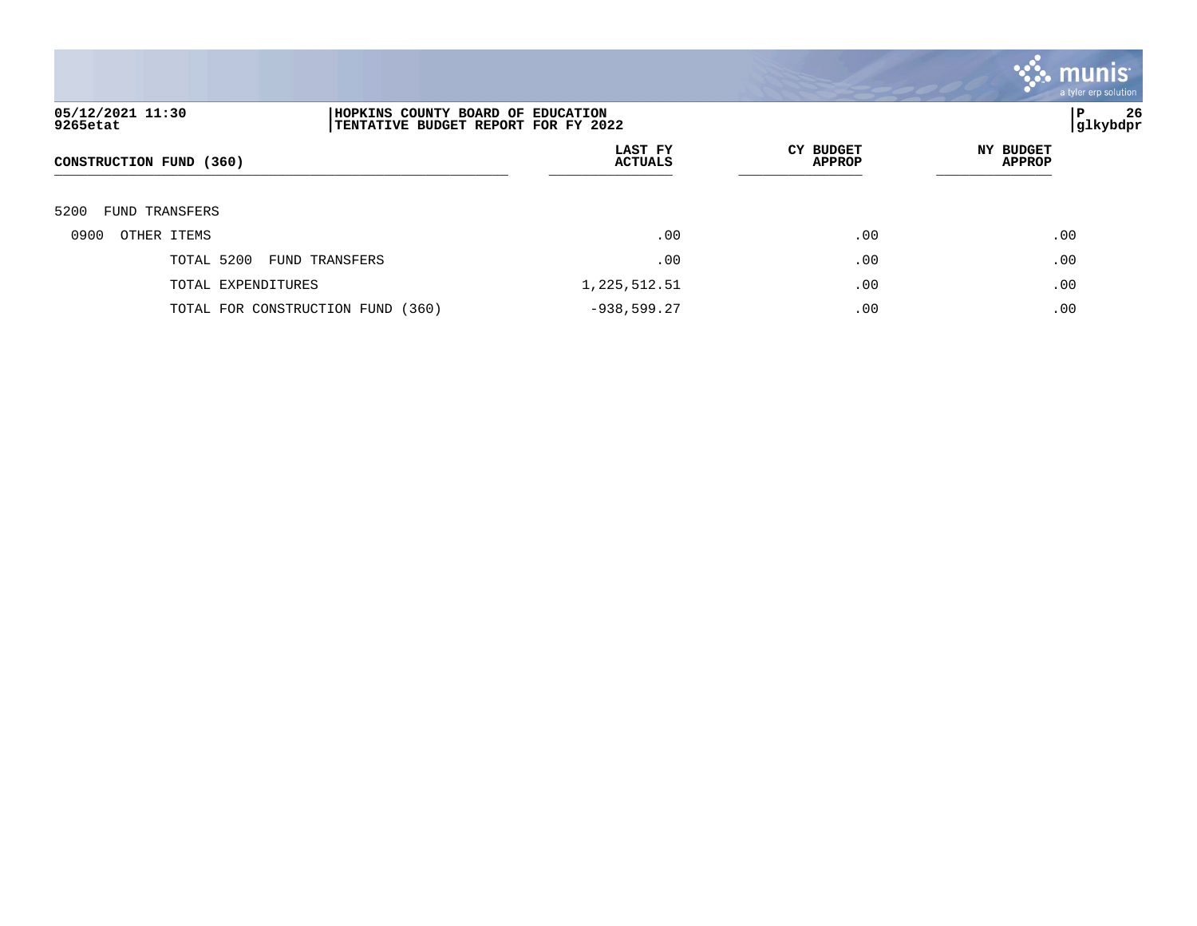| CONSTRUCTION FUND (360) | LAST FY ACTUALS | CY BUDGET APPROP | NY BUDGET APPROP |
|---|---|---|---|
| 5200 FUND TRANSFERS | | | |
| 0900 OTHER ITEMS | .00 | .00 | .00 |
| TOTAL 5200 FUND TRANSFERS | .00 | .00 | .00 |
| TOTAL EXPENDITURES | 1,225,512.51 | .00 | .00 |
| TOTAL FOR CONSTRUCTION FUND (360) | -938,599.27 | .00 | .00 |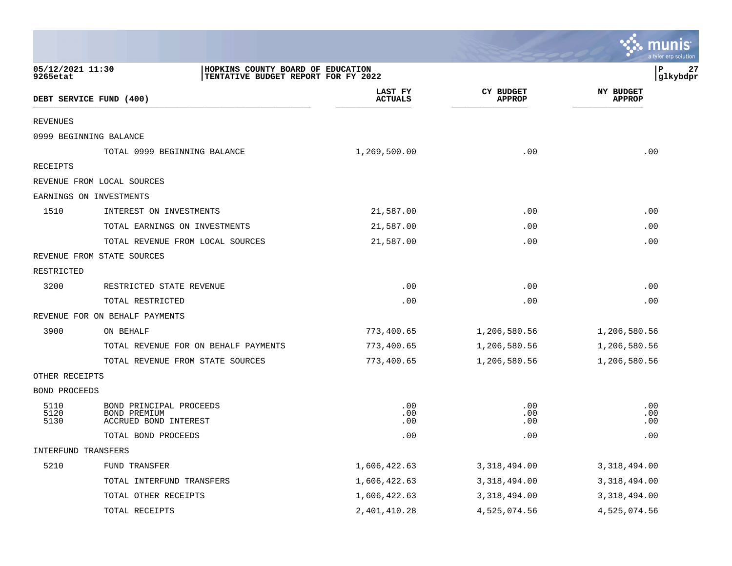05/12/2021 11:30
9265etat

HOPKINS COUNTY BOARD OF EDUCATION
TENTATIVE BUDGET REPORT FOR FY 2022

glkybdpr

| DEBT SERVICE FUND (400) | | LAST FY ACTUALS | CY BUDGET APPROP | NY BUDGET APPROP |
|---|---|---|---|---|
| REVENUES | | | | |
| 0999 BEGINNING BALANCE | | | | |
| | TOTAL 0999 BEGINNING BALANCE | 1,269,500.00 | .00 | .00 |
| RECEIPTS | | | | |
| REVENUE FROM LOCAL SOURCES | | | | |
| EARNINGS ON INVESTMENTS | | | | |
| 1510 | INTEREST ON INVESTMENTS | 21,587.00 | .00 | .00 |
| | TOTAL EARNINGS ON INVESTMENTS | 21,587.00 | .00 | .00 |
| | TOTAL REVENUE FROM LOCAL SOURCES | 21,587.00 | .00 | .00 |
| REVENUE FROM STATE SOURCES | | | | |
| RESTRICTED | | | | |
| 3200 | RESTRICTED STATE REVENUE | .00 | .00 | .00 |
| | TOTAL RESTRICTED | .00 | .00 | .00 |
| REVENUE FOR ON BEHALF PAYMENTS | | | | |
| 3900 | ON BEHALF | 773,400.65 | 1,206,580.56 | 1,206,580.56 |
| | TOTAL REVENUE FOR ON BEHALF PAYMENTS | 773,400.65 | 1,206,580.56 | 1,206,580.56 |
| | TOTAL REVENUE FROM STATE SOURCES | 773,400.65 | 1,206,580.56 | 1,206,580.56 |
| OTHER RECEIPTS | | | | |
| BOND PROCEEDS | | | | |
| 5110 | BOND PRINCIPAL PROCEEDS | .00 | .00 | .00 |
| 5120 | BOND PREMIUM | .00 | .00 | .00 |
| 5130 | ACCRUED BOND INTEREST | .00 | .00 | .00 |
| | TOTAL BOND PROCEEDS | .00 | .00 | .00 |
| INTERFUND TRANSFERS | | | | |
| 5210 | FUND TRANSFER | 1,606,422.63 | 3,318,494.00 | 3,318,494.00 |
| | TOTAL INTERFUND TRANSFERS | 1,606,422.63 | 3,318,494.00 | 3,318,494.00 |
| | TOTAL OTHER RECEIPTS | 1,606,422.63 | 3,318,494.00 | 3,318,494.00 |
| | TOTAL RECEIPTS | 2,401,410.28 | 4,525,074.56 | 4,525,074.56 |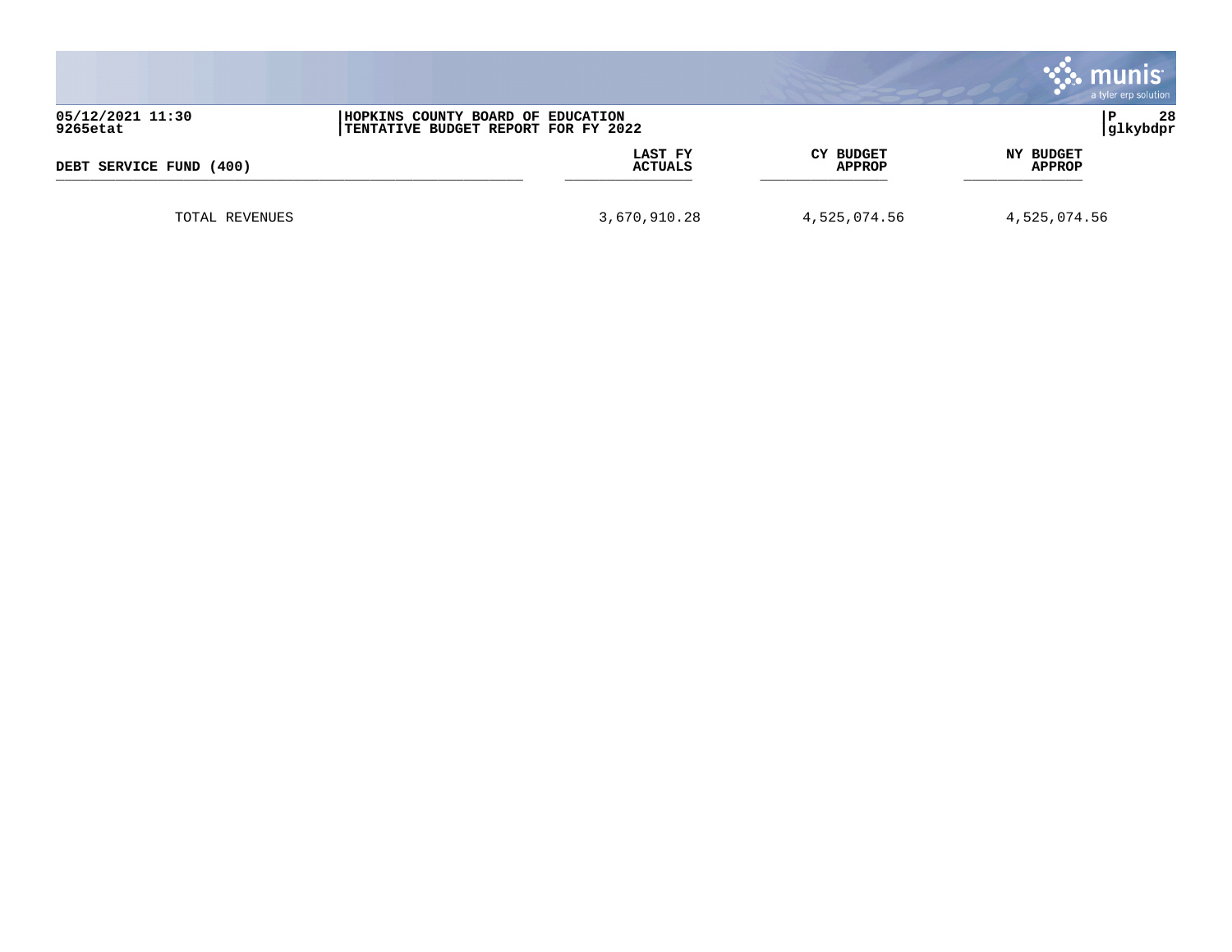| DEBT SERVICE FUND (400) | LAST FY ACTUALS | CY BUDGET APPROP | NY BUDGET APPROP |
|---|---|---|---|
| TOTAL REVENUES | 3,670,910.28 | 4,525,074.56 | 4,525,074.56 |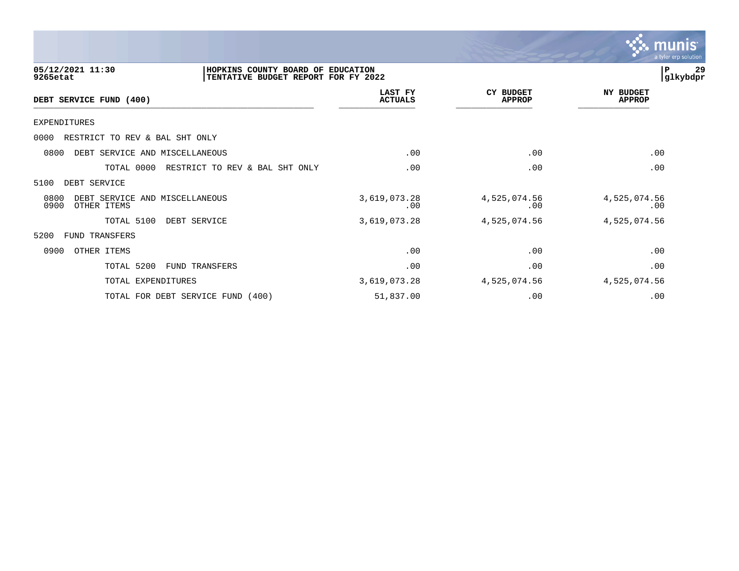**HOPKINS COUNTY BOARD OF EDUCATION**
**TENTATIVE BUDGET REPORT FOR FY 2022**

| DEBT SERVICE FUND (400) | LAST FY ACTUALS | CY BUDGET APPROP | NY BUDGET APPROP |
|---|---|---|---|
| EXPENDITURES | | | |
| 0000 RESTRICT TO REV & BAL SHT ONLY | | | |
| 0800 DEBT SERVICE AND MISCELLANEOUS | .00 | .00 | .00 |
| TOTAL 0000 RESTRICT TO REV & BAL SHT ONLY | .00 | .00 | .00 |
| 5100 DEBT SERVICE | | | |
| 0800 DEBT SERVICE AND MISCELLANEOUS | 3,619,073.28 | 4,525,074.56 | 4,525,074.56 |
| 0900 OTHER ITEMS | .00 | .00 | .00 |
| TOTAL 5100 DEBT SERVICE | 3,619,073.28 | 4,525,074.56 | 4,525,074.56 |
| 5200 FUND TRANSFERS | | | |
| 0900 OTHER ITEMS | .00 | .00 | .00 |
| TOTAL 5200 FUND TRANSFERS | .00 | .00 | .00 |
| TOTAL EXPENDITURES | 3,619,073.28 | 4,525,074.56 | 4,525,074.56 |
| TOTAL FOR DEBT SERVICE FUND (400) | 51,837.00 | .00 | .00 |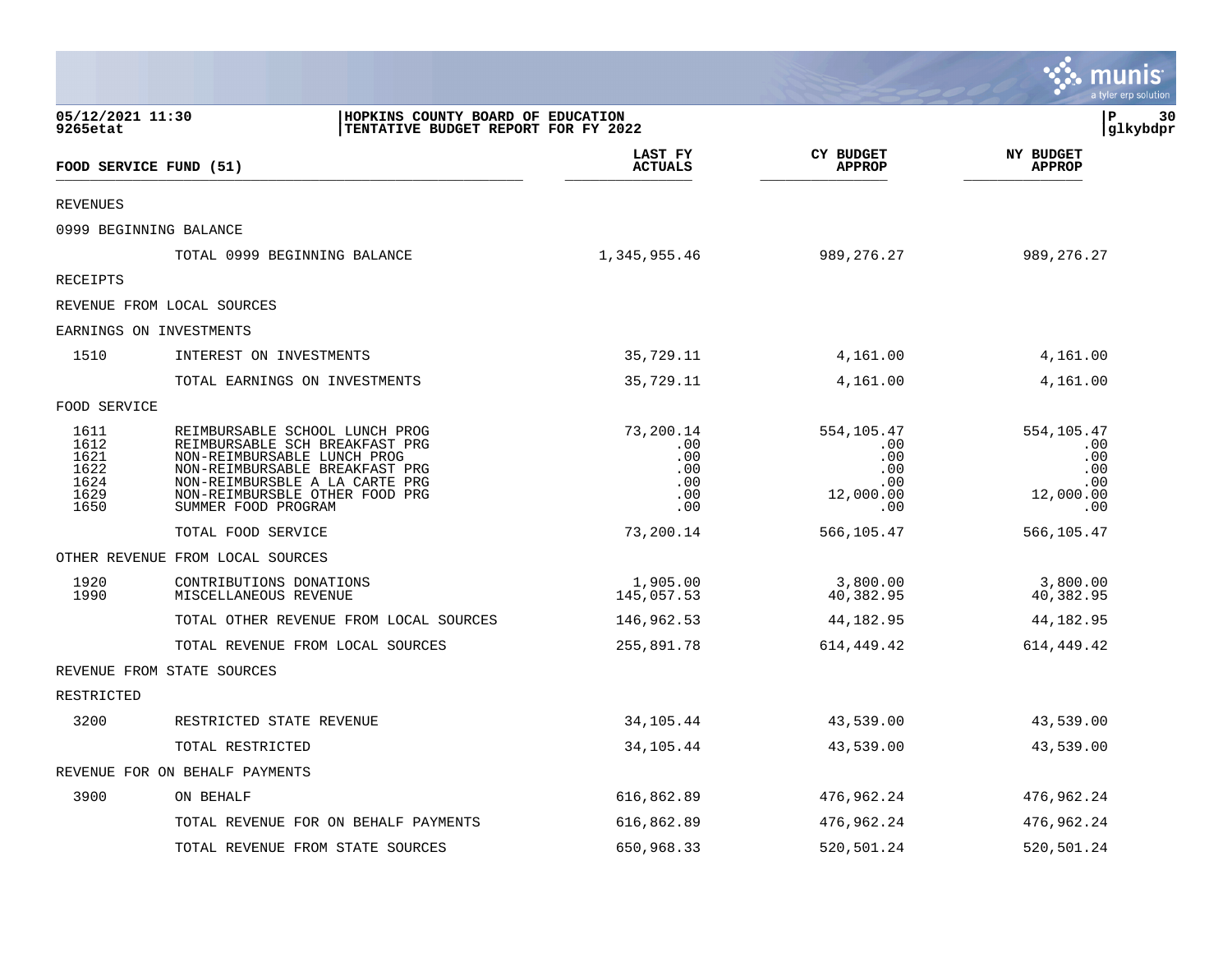**HOPKINS COUNTY BOARD OF EDUCATION**
**TENTATIVE BUDGET REPORT FOR FY 2022**

05/12/2021 11:30
9265etat

| FOOD SERVICE FUND (51) | | LAST FY ACTUALS | CY BUDGET APPROP | NY BUDGET APPROP |
|---|---|---|---|---|
| REVENUES | | | | |
| 0999 BEGINNING BALANCE | | | | |
| | TOTAL 0999 BEGINNING BALANCE | 1,345,955.46 | 989,276.27 | 989,276.27 |
| RECEIPTS | | | | |
| REVENUE FROM LOCAL SOURCES | | | | |
| EARNINGS ON INVESTMENTS | | | | |
| 1510 | INTEREST ON INVESTMENTS | 35,729.11 | 4,161.00 | 4,161.00 |
| | TOTAL EARNINGS ON INVESTMENTS | 35,729.11 | 4,161.00 | 4,161.00 |
| FOOD SERVICE | | | | |
| 1611 | REIMBURSABLE SCHOOL LUNCH PROG | 73,200.14 | 554,105.47 | 554,105.47 |
| 1612 | REIMBURSABLE SCH BREAKFAST PRG | .00 | .00 | .00 |
| 1621 | NON-REIMBURSABLE LUNCH PROG | .00 | .00 | .00 |
| 1622 | NON-REIMBURSABLE BREAKFAST PRG | .00 | .00 | .00 |
| 1624 | NON-REIMBURSBLE A LA CARTE PRG | .00 | .00 | .00 |
| 1629 | NON-REIMBURSBLE OTHER FOOD PRG | .00 | 12,000.00 | 12,000.00 |
| 1650 | SUMMER FOOD PROGRAM | .00 | .00 | .00 |
| | TOTAL FOOD SERVICE | 73,200.14 | 566,105.47 | 566,105.47 |
| OTHER REVENUE FROM LOCAL SOURCES | | | | |
| 1920 | CONTRIBUTIONS DONATIONS | 1,905.00 | 3,800.00 | 3,800.00 |
| 1990 | MISCELLANEOUS REVENUE | 145,057.53 | 40,382.95 | 40,382.95 |
| | TOTAL OTHER REVENUE FROM LOCAL SOURCES | 146,962.53 | 44,182.95 | 44,182.95 |
| | TOTAL REVENUE FROM LOCAL SOURCES | 255,891.78 | 614,449.42 | 614,449.42 |
| REVENUE FROM STATE SOURCES | | | | |
| RESTRICTED | | | | |
| 3200 | RESTRICTED STATE REVENUE | 34,105.44 | 43,539.00 | 43,539.00 |
| | TOTAL RESTRICTED | 34,105.44 | 43,539.00 | 43,539.00 |
| REVENUE FOR ON BEHALF PAYMENTS | | | | |
| 3900 | ON BEHALF | 616,862.89 | 476,962.24 | 476,962.24 |
| | TOTAL REVENUE FOR ON BEHALF PAYMENTS | 616,862.89 | 476,962.24 | 476,962.24 |
| | TOTAL REVENUE FROM STATE SOURCES | 650,968.33 | 520,501.24 | 520,501.24 |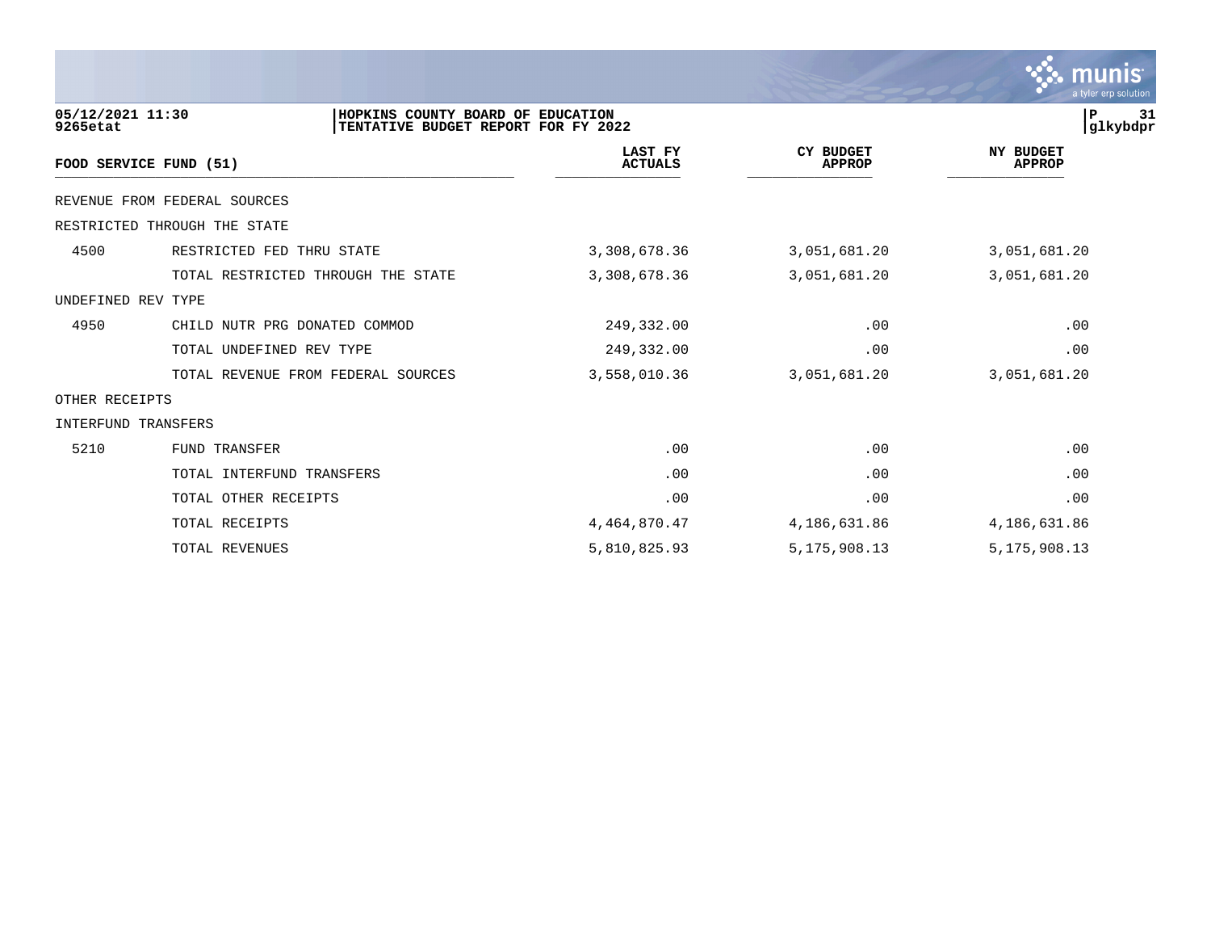**05/12/2021 11:30**
**9265etat**

**HOPKINS COUNTY BOARD OF EDUCATION**
**TENTATIVE BUDGET REPORT FOR FY 2022**

**P 31**
**glkybdpr**

| FOOD SERVICE FUND (51) | | LAST FY ACTUALS | CY BUDGET APPROP | NY BUDGET APPROP |
|---|---|---|---|---|
| REVENUE FROM FEDERAL SOURCES | | | | |
| RESTRICTED THROUGH THE STATE | | | | |
| 4500 | RESTRICTED FED THRU STATE | 3,308,678.36 | 3,051,681.20 | 3,051,681.20 |
| | TOTAL RESTRICTED THROUGH THE STATE | 3,308,678.36 | 3,051,681.20 | 3,051,681.20 |
| UNDEFINED REV TYPE | | | | |
| 4950 | CHILD NUTR PRG DONATED COMMOD | 249,332.00 | .00 | .00 |
| | TOTAL UNDEFINED REV TYPE | 249,332.00 | .00 | .00 |
| | TOTAL REVENUE FROM FEDERAL SOURCES | 3,558,010.36 | 3,051,681.20 | 3,051,681.20 |
| OTHER RECEIPTS | | | | |
| INTERFUND TRANSFERS | | | | |
| 5210 | FUND TRANSFER | .00 | .00 | .00 |
| | TOTAL INTERFUND TRANSFERS | .00 | .00 | .00 |
| | TOTAL OTHER RECEIPTS | .00 | .00 | .00 |
| | TOTAL RECEIPTS | 4,464,870.47 | 4,186,631.86 | 4,186,631.86 |
| | TOTAL REVENUES | 5,810,825.93 | 5,175,908.13 | 5,175,908.13 |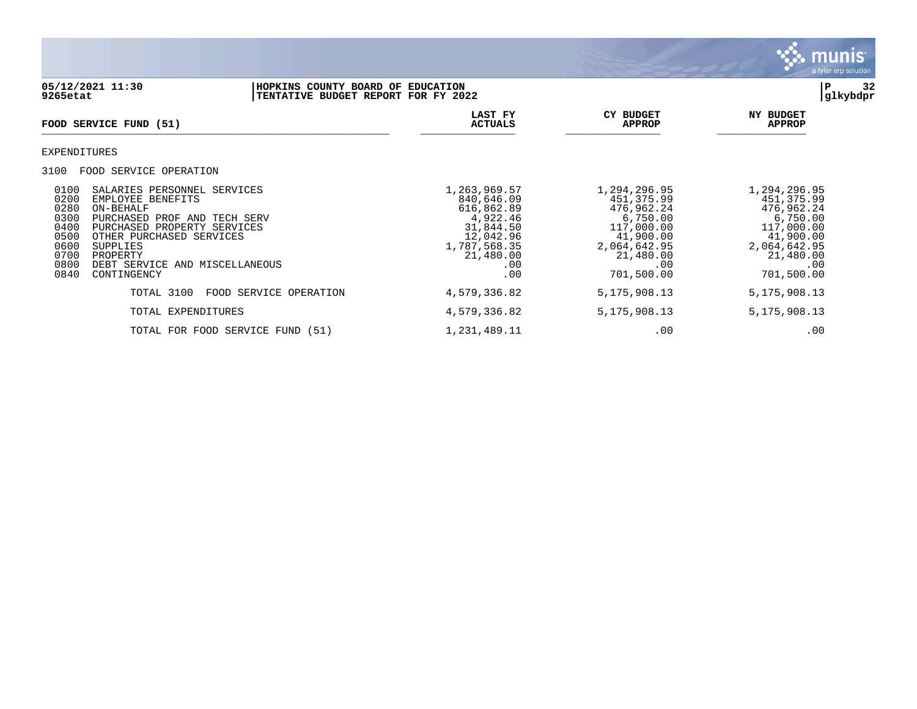**05/12/2021 11:30** | **HOPKINS COUNTY BOARD OF EDUCATION**
**9265etat** | **TENTATIVE BUDGET REPORT FOR FY 2022**

glkybdpr

| FOOD SERVICE FUND (51) | LAST FY ACTUALS | CY BUDGET APPROP | NY BUDGET APPROP |
|---|---|---|---|
| EXPENDITURES | | | |
| 3100 FOOD SERVICE OPERATION | | | |
| 0100 SALARIES PERSONNEL SERVICES | 1,263,969.57 | 1,294,296.95 | 1,294,296.95 |
| 0200 EMPLOYEE BENEFITS | 840,646.09 | 451,375.99 | 451,375.99 |
| 0280 ON-BEHALF | 616,862.89 | 476,962.24 | 476,962.24 |
| 0300 PURCHASED PROF AND TECH SERV | 4,922.46 | 6,750.00 | 6,750.00 |
| 0400 PURCHASED PROPERTY SERVICES | 31,844.50 | 117,000.00 | 117,000.00 |
| 0500 OTHER PURCHASED SERVICES | 12,042.96 | 41,900.00 | 41,900.00 |
| 0600 SUPPLIES | 1,787,568.35 | 2,064,642.95 | 2,064,642.95 |
| 0700 PROPERTY | 21,480.00 | 21,480.00 | 21,480.00 |
| 0800 DEBT SERVICE AND MISCELLANEOUS | .00 | .00 | .00 |
| 0840 CONTINGENCY | .00 | 701,500.00 | 701,500.00 |
| TOTAL 3100 FOOD SERVICE OPERATION | 4,579,336.82 | 5,175,908.13 | 5,175,908.13 |
| TOTAL EXPENDITURES | 4,579,336.82 | 5,175,908.13 | 5,175,908.13 |
| TOTAL FOR FOOD SERVICE FUND (51) | 1,231,489.11 | .00 | .00 |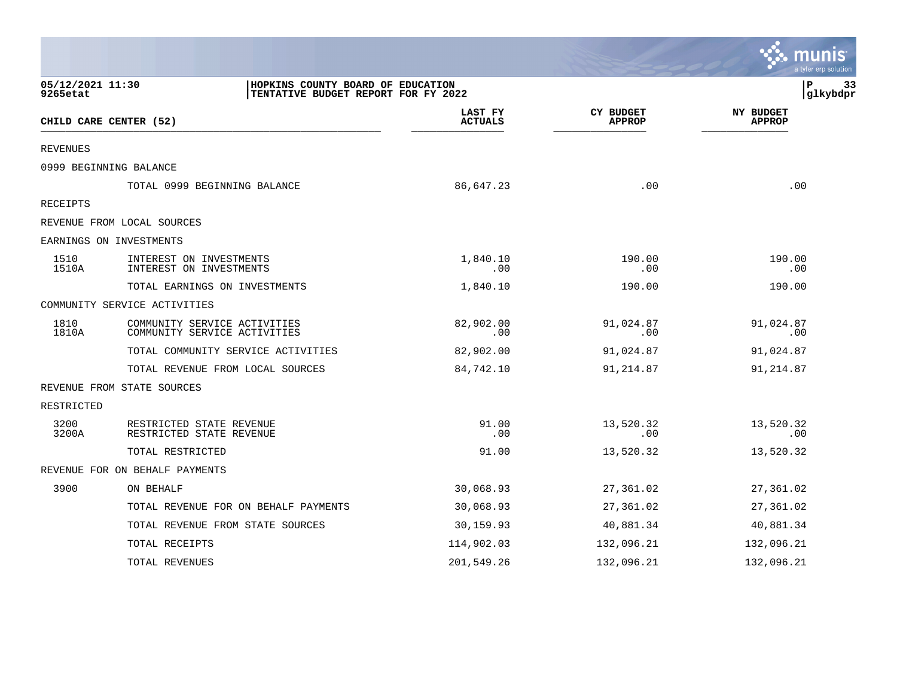**05/12/2021 11:30**
**9265etat**

**HOPKINS COUNTY BOARD OF EDUCATION**
**TENTATIVE BUDGET REPORT FOR FY 2022**

**glkybdpr**

| CHILD CARE CENTER (52) | | LAST FY ACTUALS | CY BUDGET APPROP | NY BUDGET APPROP |
|---|---|---|---|---|
| REVENUES | | | | |
| 0999 BEGINNING BALANCE | | | | |
| | TOTAL 0999 BEGINNING BALANCE | 86,647.23 | .00 | .00 |
| RECEIPTS | | | | |
| REVENUE FROM LOCAL SOURCES | | | | |
| EARNINGS ON INVESTMENTS | | | | |
| 1510 | INTEREST ON INVESTMENTS | 1,840.10 | 190.00 | 190.00 |
| 1510A | INTEREST ON INVESTMENTS | .00 | .00 | .00 |
| | TOTAL EARNINGS ON INVESTMENTS | 1,840.10 | 190.00 | 190.00 |
| COMMUNITY SERVICE ACTIVITIES | | | | |
| 1810 | COMMUNITY SERVICE ACTIVITIES | 82,902.00 | 91,024.87 | 91,024.87 |
| 1810A | COMMUNITY SERVICE ACTIVITIES | .00 | .00 | .00 |
| | TOTAL COMMUNITY SERVICE ACTIVITIES | 82,902.00 | 91,024.87 | 91,024.87 |
| | TOTAL REVENUE FROM LOCAL SOURCES | 84,742.10 | 91,214.87 | 91,214.87 |
| REVENUE FROM STATE SOURCES | | | | |
| RESTRICTED | | | | |
| 3200 | RESTRICTED STATE REVENUE | 91.00 | 13,520.32 | 13,520.32 |
| 3200A | RESTRICTED STATE REVENUE | .00 | .00 | .00 |
| | TOTAL RESTRICTED | 91.00 | 13,520.32 | 13,520.32 |
| REVENUE FOR ON BEHALF PAYMENTS | | | | |
| 3900 | ON BEHALF | 30,068.93 | 27,361.02 | 27,361.02 |
| | TOTAL REVENUE FOR ON BEHALF PAYMENTS | 30,068.93 | 27,361.02 | 27,361.02 |
| | TOTAL REVENUE FROM STATE SOURCES | 30,159.93 | 40,881.34 | 40,881.34 |
| | TOTAL RECEIPTS | 114,902.03 | 132,096.21 | 132,096.21 |
| | TOTAL REVENUES | 201,549.26 | 132,096.21 | 132,096.21 |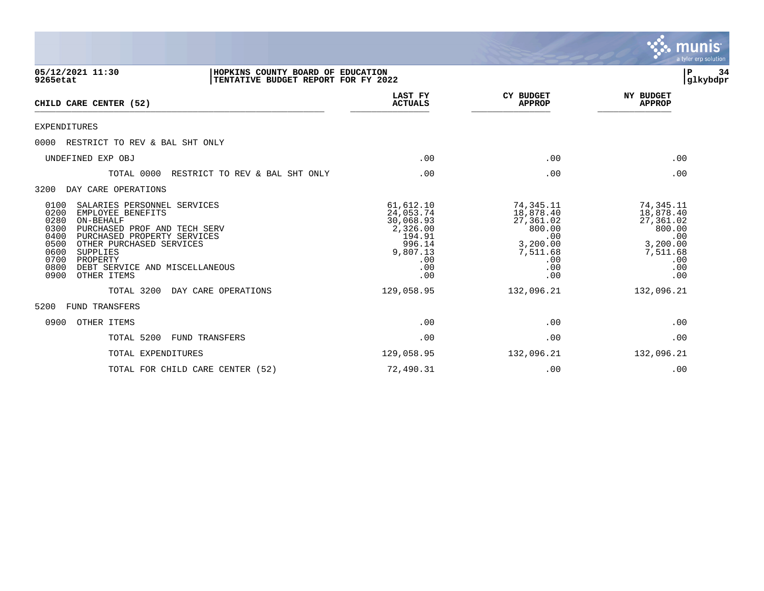05/12/2021 11:30
9265etat

HOPKINS COUNTY BOARD OF EDUCATION
TENTATIVE BUDGET REPORT FOR FY 2022

glkybdpr

| CHILD CARE CENTER (52) | LAST FY ACTUALS | CY BUDGET APPROP | NY BUDGET APPROP |
|---|---|---|---|
| EXPENDITURES | | | |
| 0000 RESTRICT TO REV & BAL SHT ONLY | | | |
| UNDEFINED EXP OBJ | .00 | .00 | .00 |
| TOTAL 0000 RESTRICT TO REV & BAL SHT ONLY | .00 | .00 | .00 |
| 3200 DAY CARE OPERATIONS | | | |
| 0100 SALARIES PERSONNEL SERVICES | 61,612.10 | 74,345.11 | 74,345.11 |
| 0200 EMPLOYEE BENEFITS | 24,053.74 | 18,878.40 | 18,878.40 |
| 0280 ON-BEHALF | 30,068.93 | 27,361.02 | 27,361.02 |
| 0300 PURCHASED PROF AND TECH SERV | 2,326.00 | 800.00 | 800.00 |
| 0400 PURCHASED PROPERTY SERVICES | 194.91 | .00 | .00 |
| 0500 OTHER PURCHASED SERVICES | 996.14 | 3,200.00 | 3,200.00 |
| 0600 SUPPLIES | 9,807.13 | 7,511.68 | 7,511.68 |
| 0700 PROPERTY | .00 | .00 | .00 |
| 0800 DEBT SERVICE AND MISCELLANEOUS | .00 | .00 | .00 |
| 0900 OTHER ITEMS | .00 | .00 | .00 |
| TOTAL 3200 DAY CARE OPERATIONS | 129,058.95 | 132,096.21 | 132,096.21 |
| 5200 FUND TRANSFERS | | | |
| 0900 OTHER ITEMS | .00 | .00 | .00 |
| TOTAL 5200 FUND TRANSFERS | .00 | .00 | .00 |
| TOTAL EXPENDITURES | 129,058.95 | 132,096.21 | 132,096.21 |
| TOTAL FOR CHILD CARE CENTER (52) | 72,490.31 | .00 | .00 |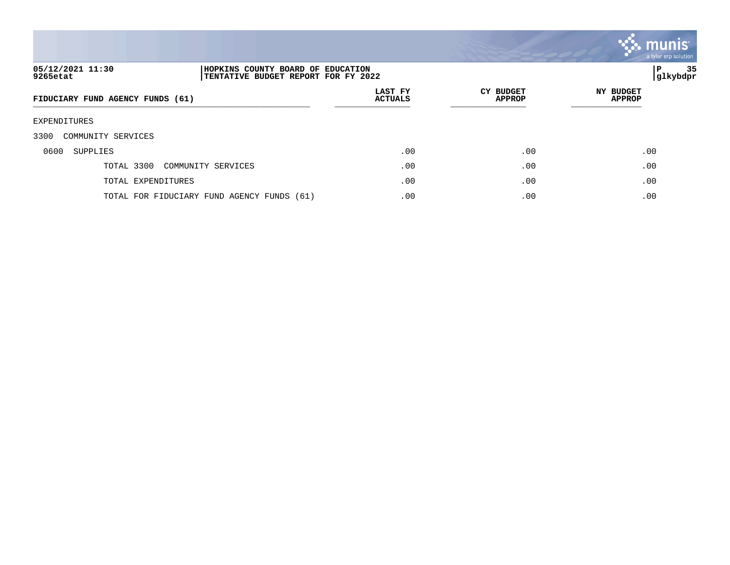05/12/2021 11:30 | HOPKINS COUNTY BOARD OF EDUCATION
9265etat | TENTATIVE BUDGET REPORT FOR FY 2022

glkybdpr

| FIDUCIARY FUND AGENCY FUNDS (61) | LAST FY ACTUALS | CY BUDGET APPROP | NY BUDGET APPROP |
|---|---|---|---|
| EXPENDITURES | | | |
| 3300 COMMUNITY SERVICES | | | |
| 0600 SUPPLIES | .00 | .00 | .00 |
| TOTAL 3300 COMMUNITY SERVICES | .00 | .00 | .00 |
| TOTAL EXPENDITURES | .00 | .00 | .00 |
| TOTAL FOR FIDUCIARY FUND AGENCY FUNDS (61) | .00 | .00 | .00 |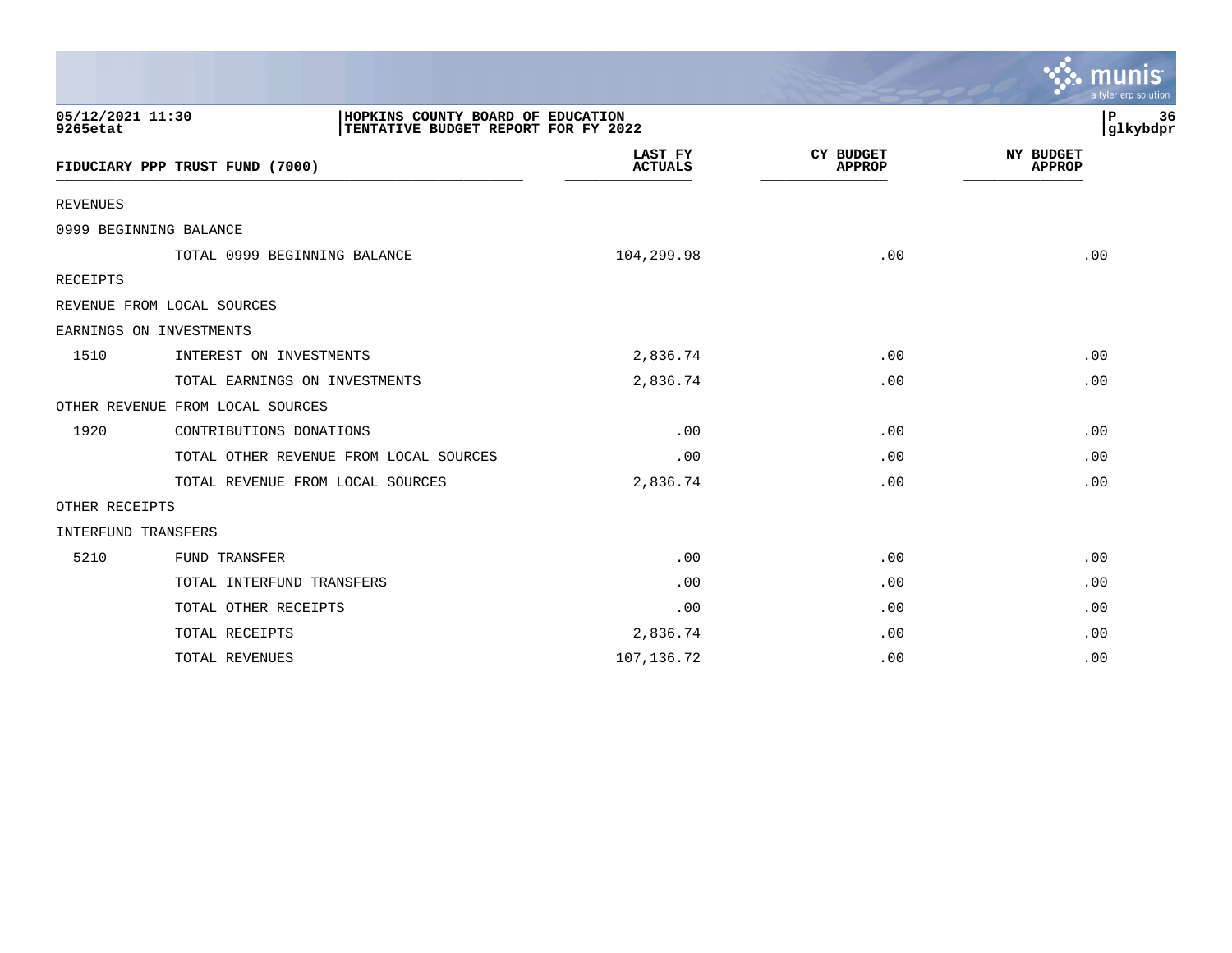HOPKINS COUNTY BOARD OF EDUCATION
TENTATIVE BUDGET REPORT FOR FY 2022

05/12/2021 11:30
9265etat

| FIDUCIARY PPP TRUST FUND (7000) | | LAST FY ACTUALS | CY BUDGET APPROP | NY BUDGET APPROP |
|---|---|---|---|---|
| REVENUES | | | | |
| 0999 BEGINNING BALANCE | | | | |
| | TOTAL 0999 BEGINNING BALANCE | 104,299.98 | .00 | .00 |
| RECEIPTS | | | | |
| REVENUE FROM LOCAL SOURCES | | | | |
| EARNINGS ON INVESTMENTS | | | | |
| 1510 | INTEREST ON INVESTMENTS | 2,836.74 | .00 | .00 |
| | TOTAL EARNINGS ON INVESTMENTS | 2,836.74 | .00 | .00 |
| OTHER REVENUE FROM LOCAL SOURCES | | | | |
| 1920 | CONTRIBUTIONS DONATIONS | .00 | .00 | .00 |
| | TOTAL OTHER REVENUE FROM LOCAL SOURCES | .00 | .00 | .00 |
| | TOTAL REVENUE FROM LOCAL SOURCES | 2,836.74 | .00 | .00 |
| OTHER RECEIPTS | | | | |
| INTERFUND TRANSFERS | | | | |
| 5210 | FUND TRANSFER | .00 | .00 | .00 |
| | TOTAL INTERFUND TRANSFERS | .00 | .00 | .00 |
| | TOTAL OTHER RECEIPTS | .00 | .00 | .00 |
| | TOTAL RECEIPTS | 2,836.74 | .00 | .00 |
| | TOTAL REVENUES | 107,136.72 | .00 | .00 |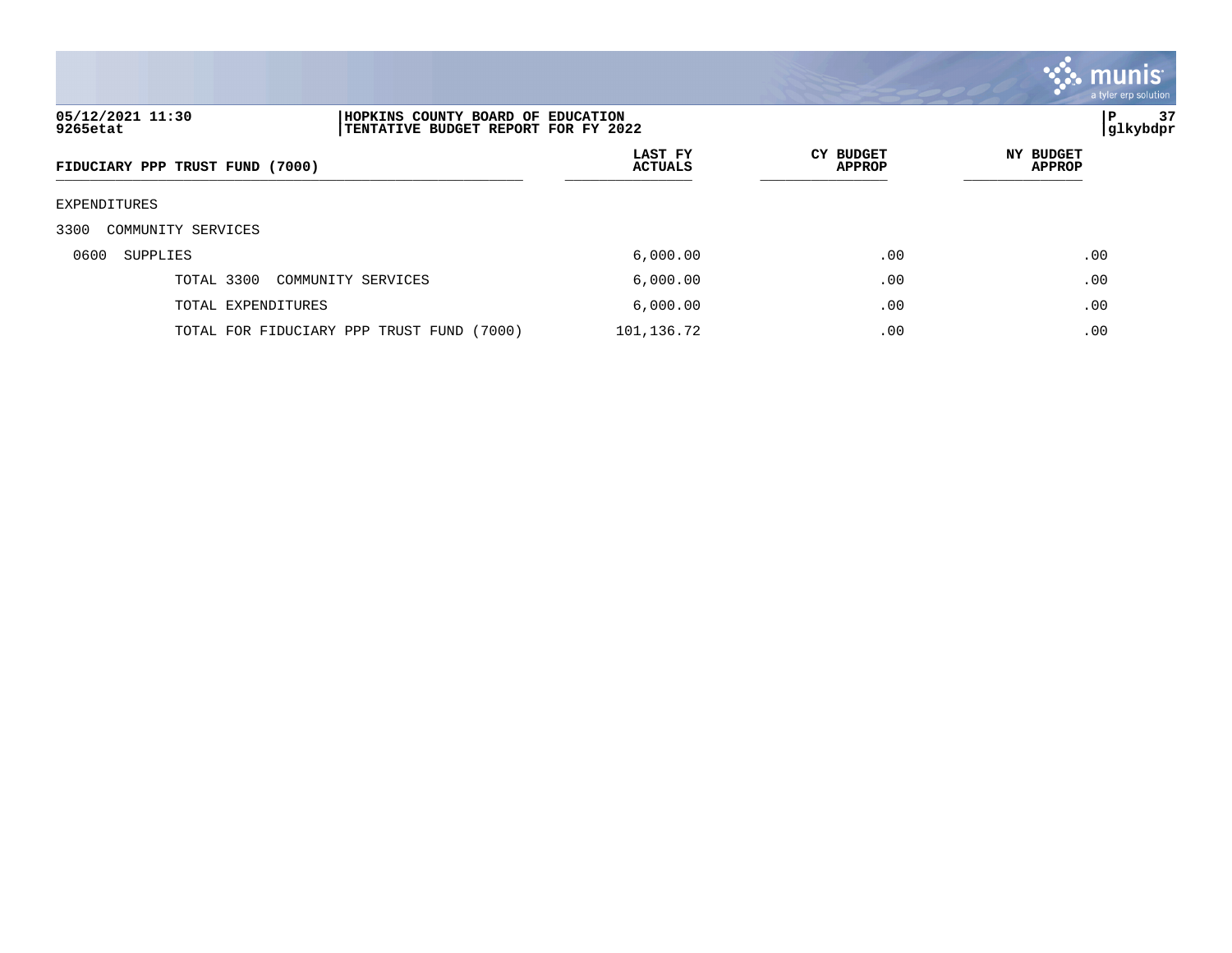HOPKINS COUNTY BOARD OF EDUCATION
TENTATIVE BUDGET REPORT FOR FY 2022

05/12/2021 11:30
9265etat

| FIDUCIARY PPP TRUST FUND (7000) | LAST FY ACTUALS | CY BUDGET APPROP | NY BUDGET APPROP |
|---|---|---|---|
| EXPENDITURES | | | |
| 3300 COMMUNITY SERVICES | | | |
| 0600 SUPPLIES | 6,000.00 | .00 | .00 |
| TOTAL 3300 COMMUNITY SERVICES | 6,000.00 | .00 | .00 |
| TOTAL EXPENDITURES | 6,000.00 | .00 | .00 |
| TOTAL FOR FIDUCIARY PPP TRUST FUND (7000) | 101,136.72 | .00 | .00 |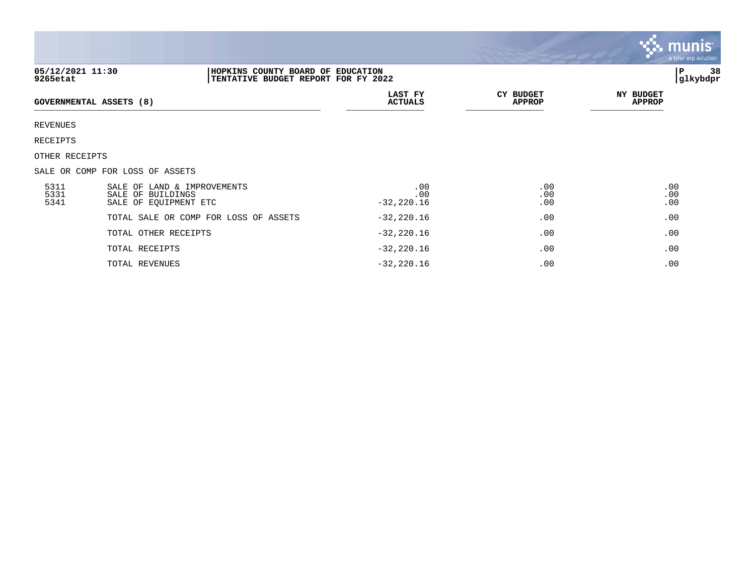## GOVERNMENTAL ASSETS (8)

| | | LAST FY ACTUALS | CY BUDGET APPROP | NY BUDGET APPROP |
|---|---|---|---|---|
| REVENUES | | | | |
| RECEIPTS | | | | |
| OTHER RECEIPTS | | | | |
| SALE OR COMP FOR LOSS OF ASSETS | | | | |
| 5311 | SALE OF LAND & IMPROVEMENTS | .00 | .00 | .00 |
| 5331 | SALE OF BUILDINGS | .00 | .00 | .00 |
| 5341 | SALE OF EQUIPMENT ETC | -32,220.16 | .00 | .00 |
| | TOTAL SALE OR COMP FOR LOSS OF ASSETS | -32,220.16 | .00 | .00 |
| | TOTAL OTHER RECEIPTS | -32,220.16 | .00 | .00 |
| | TOTAL RECEIPTS | -32,220.16 | .00 | .00 |
| | TOTAL REVENUES | -32,220.16 | .00 | .00 |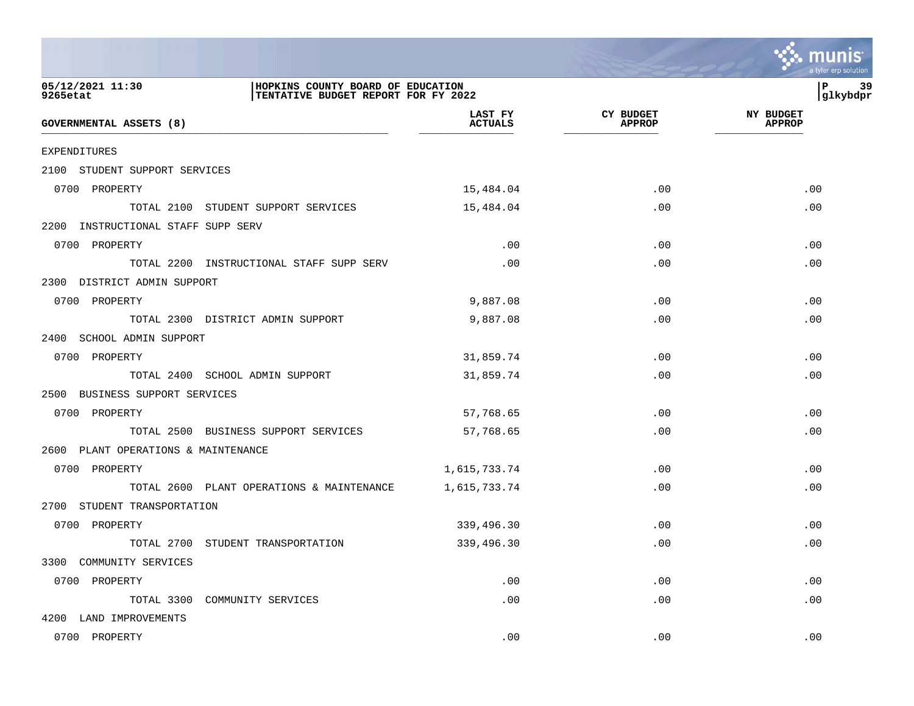| GOVERNMENTAL ASSETS (8) | LAST FY ACTUALS | CY BUDGET APPROP | NY BUDGET APPROP |
|---|---|---|---|
| EXPENDITURES | | | |
| 2100 STUDENT SUPPORT SERVICES | | | |
| 0700 PROPERTY | 15,484.04 | .00 | .00 |
| TOTAL 2100 STUDENT SUPPORT SERVICES | 15,484.04 | .00 | .00 |
| 2200 INSTRUCTIONAL STAFF SUPP SERV | | | |
| 0700 PROPERTY | .00 | .00 | .00 |
| TOTAL 2200 INSTRUCTIONAL STAFF SUPP SERV | .00 | .00 | .00 |
| 2300 DISTRICT ADMIN SUPPORT | | | |
| 0700 PROPERTY | 9,887.08 | .00 | .00 |
| TOTAL 2300 DISTRICT ADMIN SUPPORT | 9,887.08 | .00 | .00 |
| 2400 SCHOOL ADMIN SUPPORT | | | |
| 0700 PROPERTY | 31,859.74 | .00 | .00 |
| TOTAL 2400 SCHOOL ADMIN SUPPORT | 31,859.74 | .00 | .00 |
| 2500 BUSINESS SUPPORT SERVICES | | | |
| 0700 PROPERTY | 57,768.65 | .00 | .00 |
| TOTAL 2500 BUSINESS SUPPORT SERVICES | 57,768.65 | .00 | .00 |
| 2600 PLANT OPERATIONS & MAINTENANCE | | | |
| 0700 PROPERTY | 1,615,733.74 | .00 | .00 |
| TOTAL 2600 PLANT OPERATIONS & MAINTENANCE | 1,615,733.74 | .00 | .00 |
| 2700 STUDENT TRANSPORTATION | | | |
| 0700 PROPERTY | 339,496.30 | .00 | .00 |
| TOTAL 2700 STUDENT TRANSPORTATION | 339,496.30 | .00 | .00 |
| 3300 COMMUNITY SERVICES | | | |
| 0700 PROPERTY | .00 | .00 | .00 |
| TOTAL 3300 COMMUNITY SERVICES | .00 | .00 | .00 |
| 4200 LAND IMPROVEMENTS | | | |
| 0700 PROPERTY | .00 | .00 | .00 |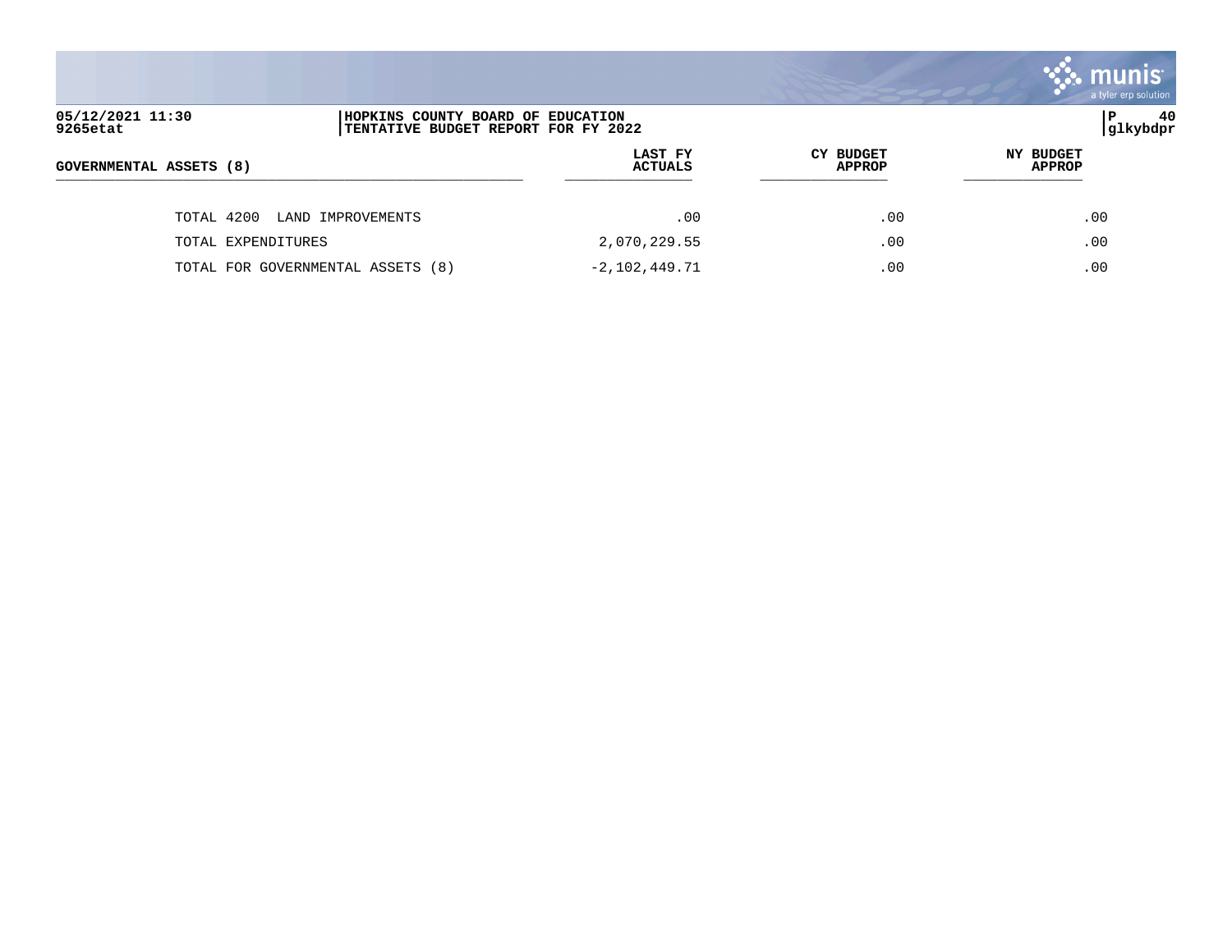| GOVERNMENTAL ASSETS (8) | LAST FY ACTUALS | CY BUDGET APPROP | NY BUDGET APPROP |
|---|---|---|---|
| TOTAL 4200 LAND IMPROVEMENTS | .00 | .00 | .00 |
| TOTAL EXPENDITURES | 2,070,229.55 | .00 | .00 |
| TOTAL FOR GOVERNMENTAL ASSETS (8) | -2,102,449.71 | .00 | .00 |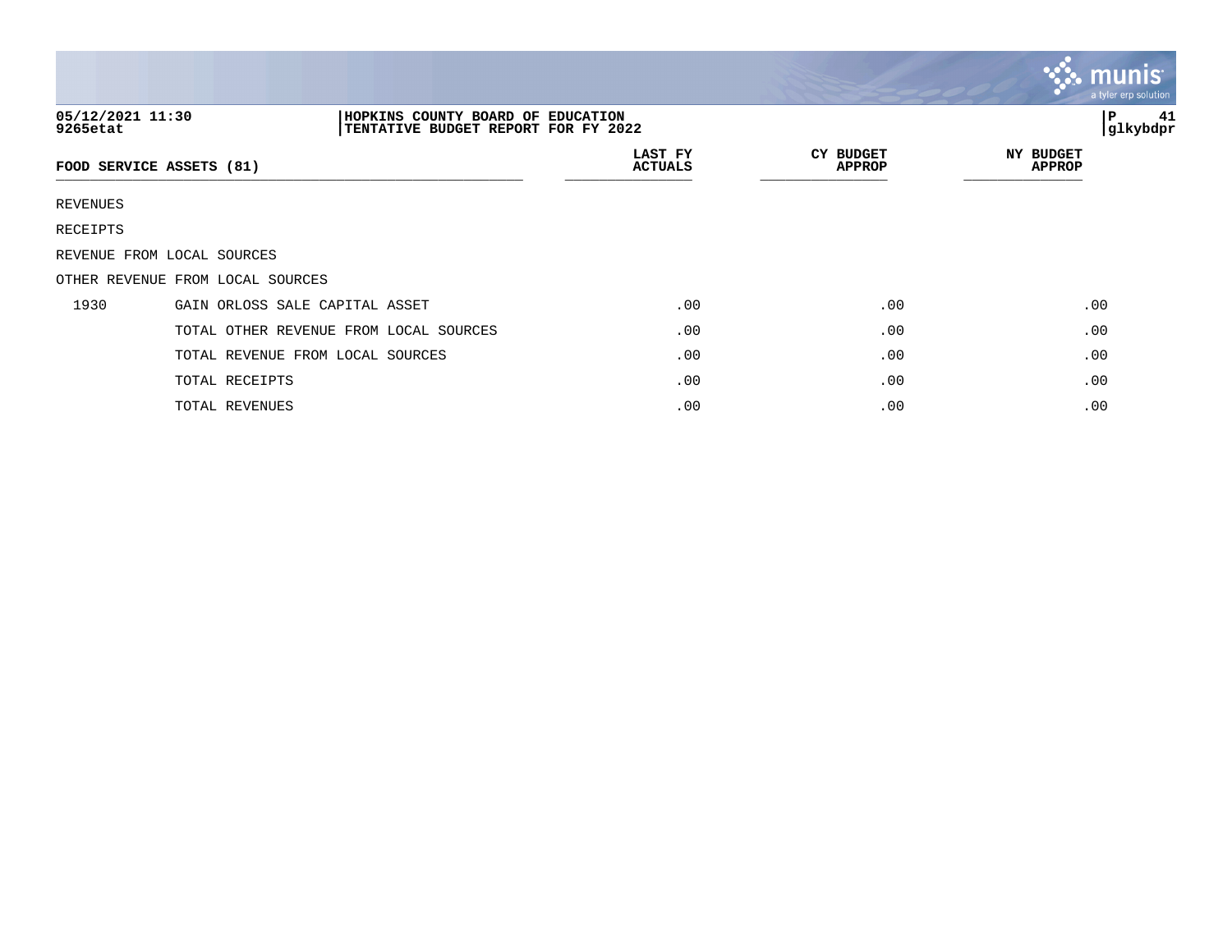05/12/2021 11:30
9265etat

HOPKINS COUNTY BOARD OF EDUCATION
TENTATIVE BUDGET REPORT FOR FY 2022

P 41
glkybdpr

| FOOD SERVICE ASSETS (81) | | LAST FY ACTUALS | CY BUDGET APPROP | NY BUDGET APPROP |
|---|---|---|---|---|
| REVENUES | | | | |
| RECEIPTS | | | | |
| REVENUE FROM LOCAL SOURCES | | | | |
| OTHER REVENUE FROM LOCAL SOURCES | | | | |
| 1930 | GAIN ORLOSS SALE CAPITAL ASSET | .00 | .00 | .00 |
| | TOTAL OTHER REVENUE FROM LOCAL SOURCES | .00 | .00 | .00 |
| | TOTAL REVENUE FROM LOCAL SOURCES | .00 | .00 | .00 |
| | TOTAL RECEIPTS | .00 | .00 | .00 |
| | TOTAL REVENUES | .00 | .00 | .00 |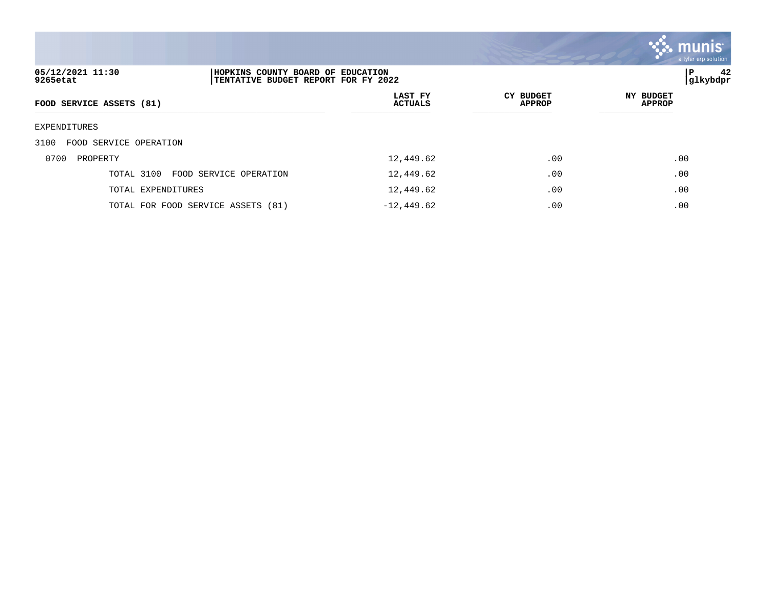**HOPKINS COUNTY BOARD OF EDUCATION**
**TENTATIVE BUDGET REPORT FOR FY 2022**

05/12/2021 11:30
9265etat

glkybdpr

| FOOD SERVICE ASSETS (81) | LAST FY ACTUALS | CY BUDGET APPROP | NY BUDGET APPROP |
|---|---|---|---|
| EXPENDITURES | | | |
| 3100 FOOD SERVICE OPERATION | | | |
| 0700 PROPERTY | 12,449.62 | .00 | .00 |
| TOTAL 3100 FOOD SERVICE OPERATION | 12,449.62 | .00 | .00 |
| TOTAL EXPENDITURES | 12,449.62 | .00 | .00 |
| TOTAL FOR FOOD SERVICE ASSETS (81) | -12,449.62 | .00 | .00 |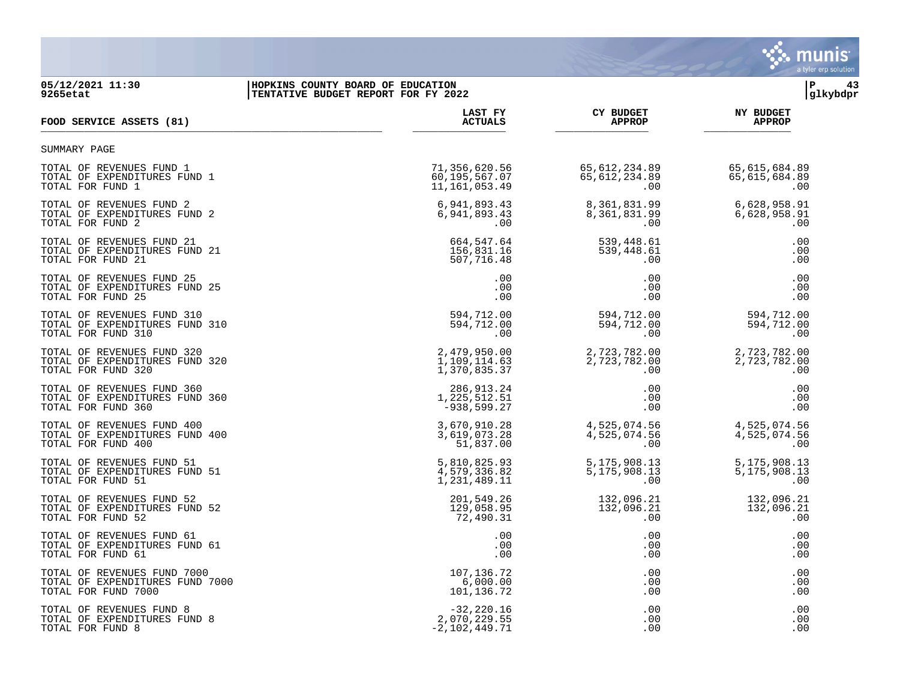05/12/2021 11:30 | HOPKINS COUNTY BOARD OF EDUCATION | P 43
9265etat | TENTATIVE BUDGET REPORT FOR FY 2022 | glkybdpr

| FOOD SERVICE ASSETS (81) | LAST FY ACTUALS | CY BUDGET APPROP | NY BUDGET APPROP |
|---|---|---|---|
| SUMMARY PAGE | | | |
| TOTAL OF REVENUES FUND 1 | 71,356,620.56 | 65,612,234.89 | 65,615,684.89 |
| TOTAL OF EXPENDITURES FUND 1 | 60,195,567.07 | 65,612,234.89 | 65,615,684.89 |
| TOTAL FOR FUND 1 | 11,161,053.49 | .00 | .00 |
| TOTAL OF REVENUES FUND 2 | 6,941,893.43 | 8,361,831.99 | 6,628,958.91 |
| TOTAL OF EXPENDITURES FUND 2 | 6,941,893.43 | 8,361,831.99 | 6,628,958.91 |
| TOTAL FOR FUND 2 | .00 | .00 | .00 |
| TOTAL OF REVENUES FUND 21 | 664,547.64 | 539,448.61 | .00 |
| TOTAL OF EXPENDITURES FUND 21 | 156,831.16 | 539,448.61 | .00 |
| TOTAL FOR FUND 21 | 507,716.48 | .00 | .00 |
| TOTAL OF REVENUES FUND 25 | .00 | .00 | .00 |
| TOTAL OF EXPENDITURES FUND 25 | .00 | .00 | .00 |
| TOTAL FOR FUND 25 | .00 | .00 | .00 |
| TOTAL OF REVENUES FUND 310 | 594,712.00 | 594,712.00 | 594,712.00 |
| TOTAL OF EXPENDITURES FUND 310 | 594,712.00 | 594,712.00 | 594,712.00 |
| TOTAL FOR FUND 310 | .00 | .00 | .00 |
| TOTAL OF REVENUES FUND 320 | 2,479,950.00 | 2,723,782.00 | 2,723,782.00 |
| TOTAL OF EXPENDITURES FUND 320 | 1,109,114.63 | 2,723,782.00 | 2,723,782.00 |
| TOTAL FOR FUND 320 | 1,370,835.37 | .00 | .00 |
| TOTAL OF REVENUES FUND 360 | 286,913.24 | .00 | .00 |
| TOTAL OF EXPENDITURES FUND 360 | 1,225,512.51 | .00 | .00 |
| TOTAL FOR FUND 360 | -938,599.27 | .00 | .00 |
| TOTAL OF REVENUES FUND 400 | 3,670,910.28 | 4,525,074.56 | 4,525,074.56 |
| TOTAL OF EXPENDITURES FUND 400 | 3,619,073.28 | 4,525,074.56 | 4,525,074.56 |
| TOTAL FOR FUND 400 | 51,837.00 | .00 | .00 |
| TOTAL OF REVENUES FUND 51 | 5,810,825.93 | 5,175,908.13 | 5,175,908.13 |
| TOTAL OF EXPENDITURES FUND 51 | 4,579,336.82 | 5,175,908.13 | 5,175,908.13 |
| TOTAL FOR FUND 51 | 1,231,489.11 | .00 | .00 |
| TOTAL OF REVENUES FUND 52 | 201,549.26 | 132,096.21 | 132,096.21 |
| TOTAL OF EXPENDITURES FUND 52 | 129,058.95 | 132,096.21 | 132,096.21 |
| TOTAL FOR FUND 52 | 72,490.31 | .00 | .00 |
| TOTAL OF REVENUES FUND 61 | .00 | .00 | .00 |
| TOTAL OF EXPENDITURES FUND 61 | .00 | .00 | .00 |
| TOTAL FOR FUND 61 | .00 | .00 | .00 |
| TOTAL OF REVENUES FUND 7000 | 107,136.72 | .00 | .00 |
| TOTAL OF EXPENDITURES FUND 7000 | 6,000.00 | .00 | .00 |
| TOTAL FOR FUND 7000 | 101,136.72 | .00 | .00 |
| TOTAL OF REVENUES FUND 8 | -32,220.16 | .00 | .00 |
| TOTAL OF EXPENDITURES FUND 8 | 2,070,229.55 | .00 | .00 |
| TOTAL FOR FUND 8 | -2,102,449.71 | .00 | .00 |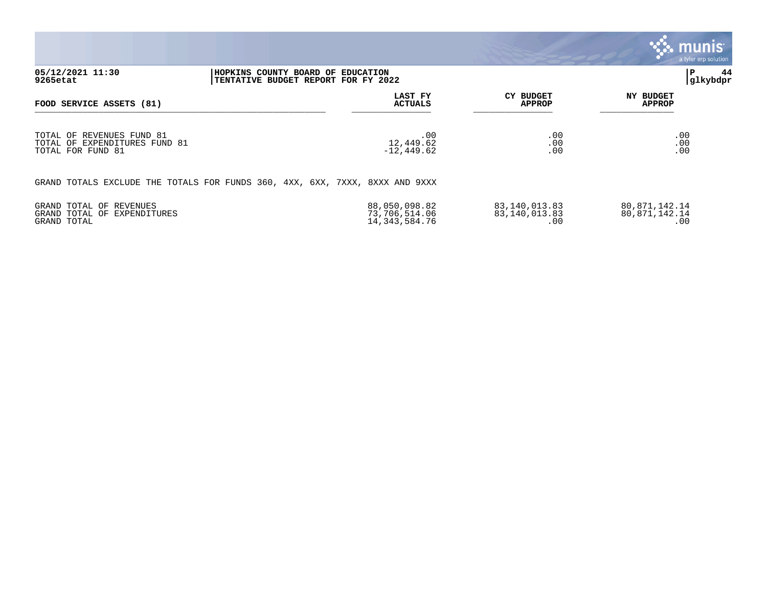| FOOD SERVICE ASSETS (81) | LAST FY ACTUALS | CY BUDGET APPROP | NY BUDGET APPROP |
|---|---|---|---|
| TOTAL OF REVENUES FUND 81 | .00 | .00 | .00 |
| TOTAL OF EXPENDITURES FUND 81 | 12,449.62 | .00 | .00 |
| TOTAL FOR FUND 81 | -12,449.62 | .00 | .00 |

GRAND TOTALS EXCLUDE THE TOTALS FOR FUNDS 360, 4XX, 6XX, 7XXX, 8XXX AND 9XXX

| | LAST FY ACTUALS | CY BUDGET APPROP | NY BUDGET APPROP |
|---|---|---|---|
| GRAND TOTAL OF REVENUES | 88,050,098.82 | 83,140,013.83 | 80,871,142.14 |
| GRAND TOTAL OF EXPENDITURES | 73,706,514.06 | 83,140,013.83 | 80,871,142.14 |
| GRAND TOTAL | 14,343,584.76 | .00 | .00 |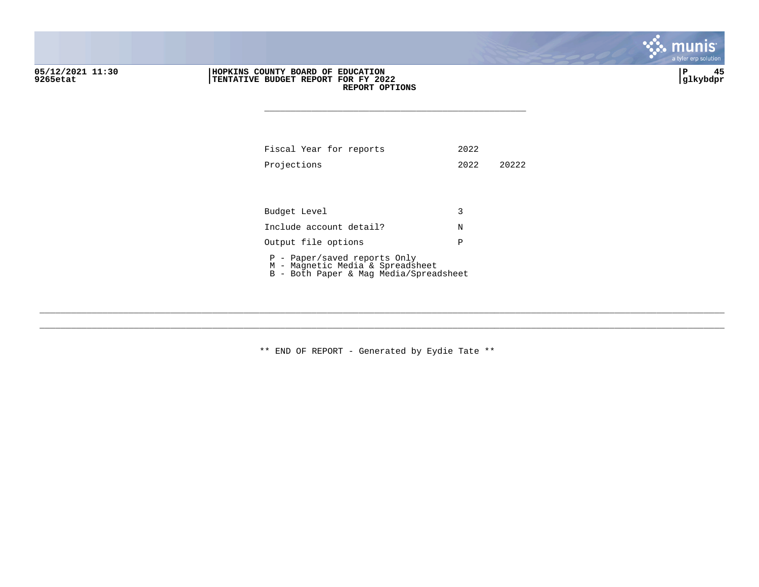# REPORT OPTIONS

| | | |
|---|---|---|
| Fiscal Year for reports | 2022 | |
| Projections | 2022 | 20222 |
| Budget Level | 3 | |
| Include account detail? | N | |
| Output file options | P | |

P - Paper/saved reports Only
M - Magnetic Media & Spreadsheet
B - Both Paper & Mag Media/Spreadsheet

** END OF REPORT - Generated by Eydie Tate **